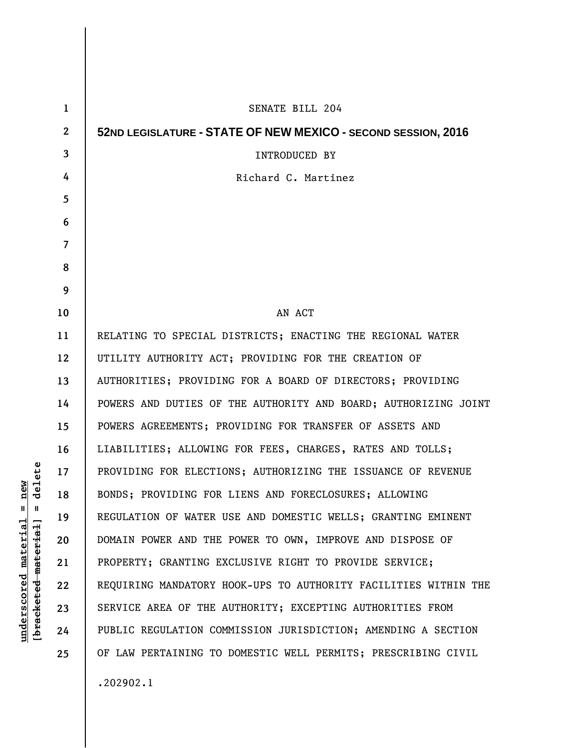SENATE BILL 204

**52ND LEGISLATURE - STATE OF NEW MEXICO - SECOND SESSION, 2016**

INTRODUCED BY

Richard C. Martinez

AN ACT

RELATING TO SPECIAL DISTRICTS; ENACTING THE REGIONAL WATER UTILITY AUTHORITY ACT; PROVIDING FOR THE CREATION OF AUTHORITIES; PROVIDING FOR A BOARD OF DIRECTORS; PROVIDING POWERS AND DUTIES OF THE AUTHORITY AND BOARD; AUTHORIZING JOINT POWERS AGREEMENTS; PROVIDING FOR TRANSFER OF ASSETS AND LIABILITIES; ALLOWING FOR FEES, CHARGES, RATES AND TOLLS; PROVIDING FOR ELECTIONS; AUTHORIZING THE ISSUANCE OF REVENUE BONDS; PROVIDING FOR LIENS AND FORECLOSURES; ALLOWING REGULATION OF WATER USE AND DOMESTIC WELLS; GRANTING EMINENT DOMAIN POWER AND THE POWER TO OWN, IMPROVE AND DISPOSE OF PROPERTY; GRANTING EXCLUSIVE RIGHT TO PROVIDE SERVICE; REQUIRING MANDATORY HOOK-UPS TO AUTHORITY FACILITIES WITHIN THE SERVICE AREA OF THE AUTHORITY; EXCEPTING AUTHORITIES FROM PUBLIC REGULATION COMMISSION JURISDICTION; AMENDING A SECTION OF LAW PERTAINING TO DOMESTIC WELL PERMITS; PRESCRIBING CIVIL

.202902.1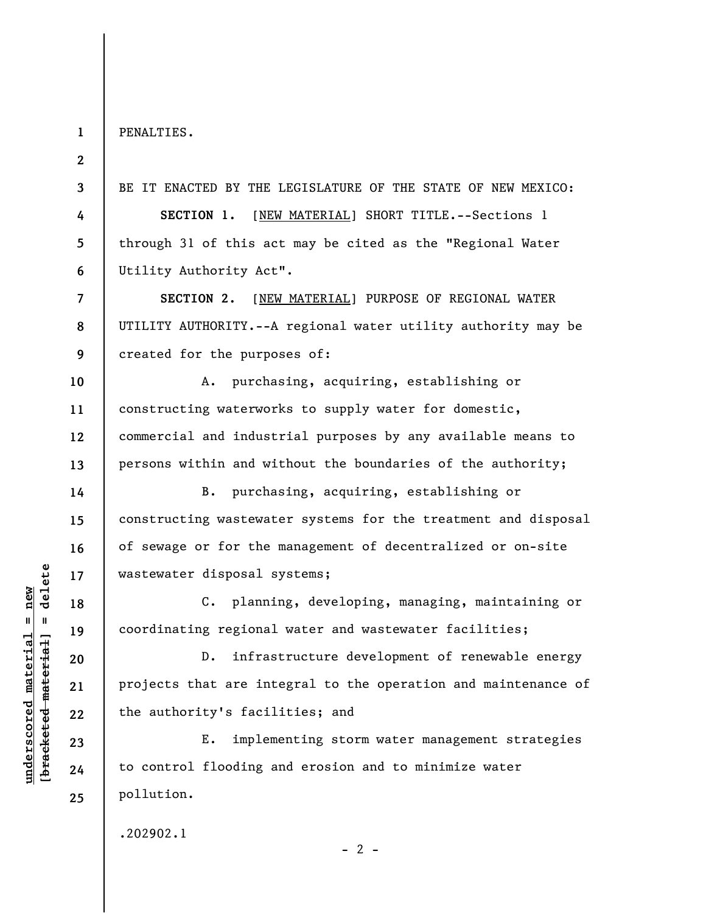PENALTIES.

BE IT ENACTED BY THE LEGISLATURE OF THE STATE OF NEW MEXICO:

**SECTION 1.** [NEW MATERIAL] SHORT TITLE.--Sections 1 through 31 of this act may be cited as the "Regional Water Utility Authority Act".

**SECTION 2.** [NEW MATERIAL] PURPOSE OF REGIONAL WATER UTILITY AUTHORITY.--A regional water utility authority may be created for the purposes of:

A. purchasing, acquiring, establishing or constructing waterworks to supply water for domestic, commercial and industrial purposes by any available means to persons within and without the boundaries of the authority;

B. purchasing, acquiring, establishing or constructing wastewater systems for the treatment and disposal of sewage or for the management of decentralized or on-site wastewater disposal systems;

C. planning, developing, managing, maintaining or coordinating regional water and wastewater facilities;

D. infrastructure development of renewable energy projects that are integral to the operation and maintenance of the authority's facilities; and

E. implementing storm water management strategies to control flooding and erosion and to minimize water pollution.

.202902.1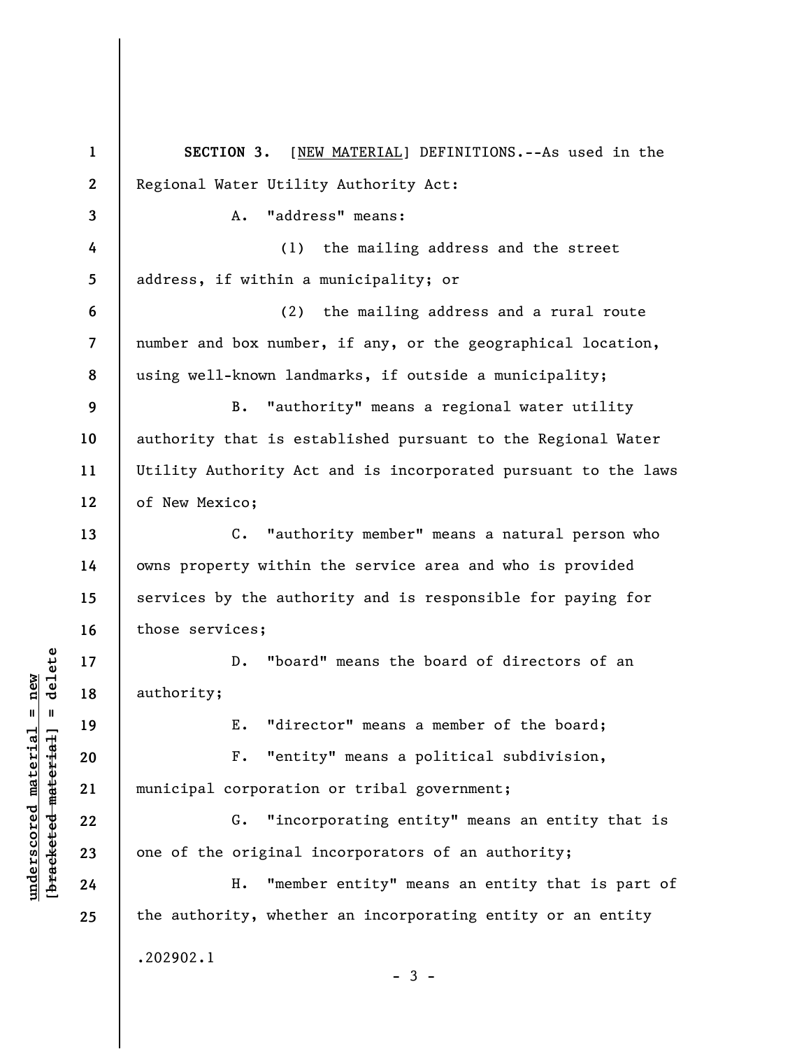**SECTION 3.** [<u>NEW MATERIAL</u>] DEFINITIONS.--As used in the Regional Water Utility Authority Act:

A. "address" means:

(1) the mailing address and the street address, if within a municipality; or

(2) the mailing address and a rural route number and box number, if any, or the geographical location, using well-known landmarks, if outside a municipality;

B. "authority" means a regional water utility authority that is established pursuant to the Regional Water Utility Authority Act and is incorporated pursuant to the laws of New Mexico;

C. "authority member" means a natural person who owns property within the service area and who is provided services by the authority and is responsible for paying for those services;

D. "board" means the board of directors of an authority;

E. "director" means a member of the board;

F. "entity" means a political subdivision, municipal corporation or tribal government;

G. "incorporating entity" means an entity that is one of the original incorporators of an authority;

H. "member entity" means an entity that is part of the authority, whether an incorporating entity or an entity

.202902.1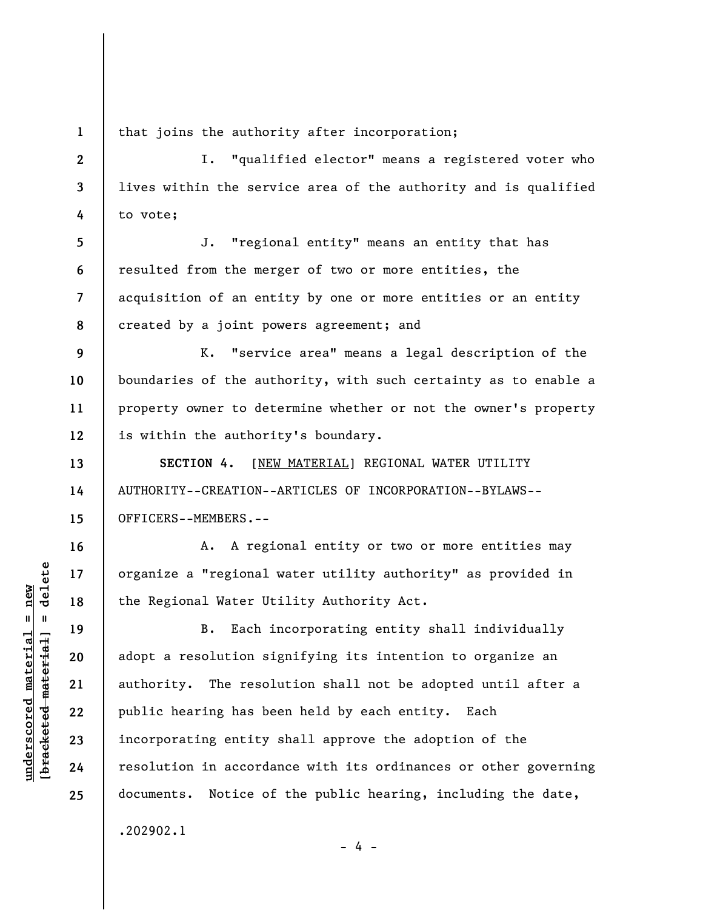that joins the authority after incorporation;

I. "qualified elector" means a registered voter who lives within the service area of the authority and is qualified to vote;

J. "regional entity" means an entity that has resulted from the merger of two or more entities, the acquisition of an entity by one or more entities or an entity created by a joint powers agreement; and

K. "service area" means a legal description of the boundaries of the authority, with such certainty as to enable a property owner to determine whether or not the owner's property is within the authority's boundary.

**SECTION 4.** [NEW MATERIAL] REGIONAL WATER UTILITY AUTHORITY--CREATION--ARTICLES OF INCORPORATION--BYLAWS--OFFICERS--MEMBERS.--

A. A regional entity or two or more entities may organize a "regional water utility authority" as provided in the Regional Water Utility Authority Act.

B. Each incorporating entity shall individually adopt a resolution signifying its intention to organize an authority. The resolution shall not be adopted until after a public hearing has been held by each entity. Each incorporating entity shall approve the adoption of the resolution in accordance with its ordinances or other governing documents. Notice of the public hearing, including the date,

.202902.1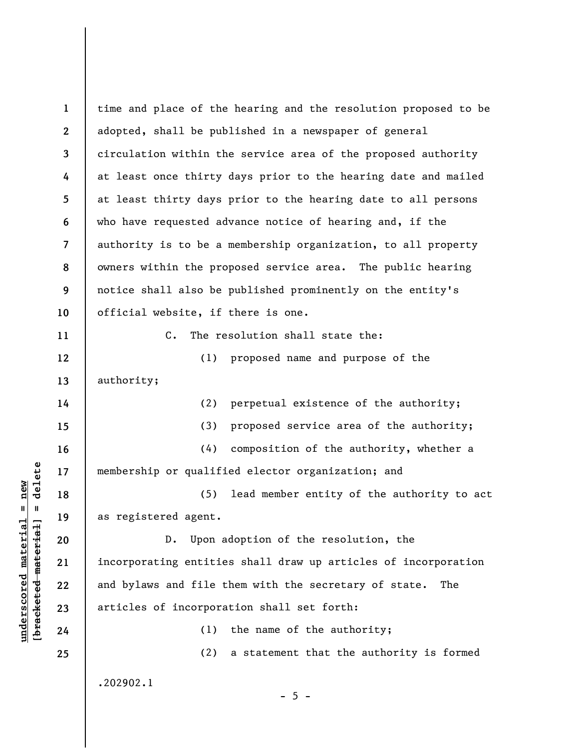time and place of the hearing and the resolution proposed to be adopted, shall be published in a newspaper of general circulation within the service area of the proposed authority at least once thirty days prior to the hearing date and mailed at least thirty days prior to the hearing date to all persons who have requested advance notice of hearing and, if the authority is to be a membership organization, to all property owners within the proposed service area. The public hearing notice shall also be published prominently on the entity's official website, if there is one.

C. The resolution shall state the:

(1) proposed name and purpose of the authority;

(2) perpetual existence of the authority;

(3) proposed service area of the authority;

(4) composition of the authority, whether a membership or qualified elector organization; and

(5) lead member entity of the authority to act as registered agent.

D. Upon adoption of the resolution, the incorporating entities shall draw up articles of incorporation and bylaws and file them with the secretary of state. The articles of incorporation shall set forth:

(1) the name of the authority;

(2) a statement that the authority is formed

.202902.1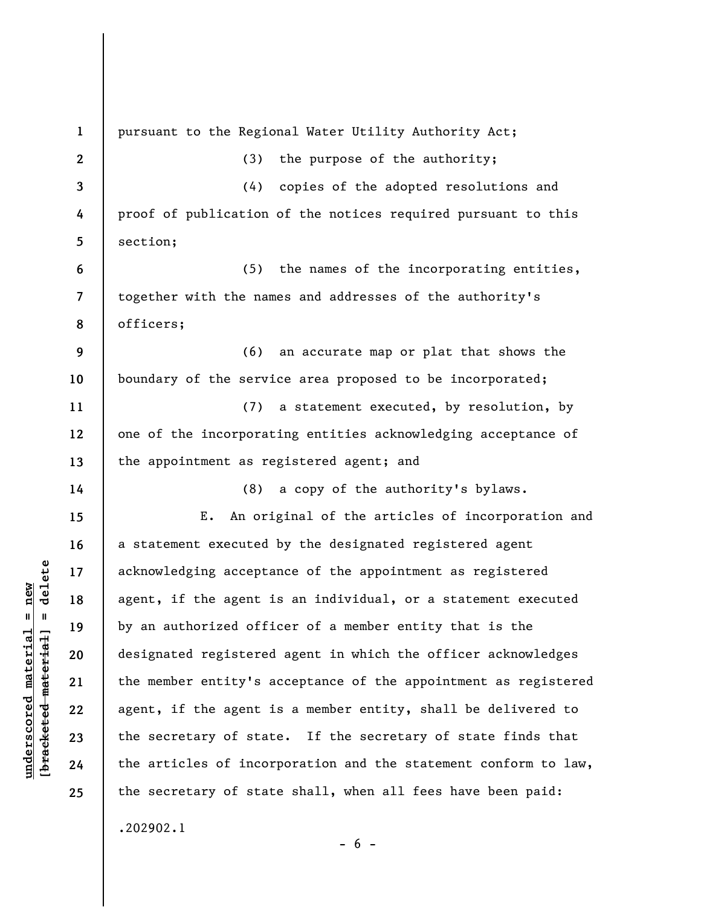pursuant to the Regional Water Utility Authority Act;

(3) the purpose of the authority;

(4) copies of the adopted resolutions and proof of publication of the notices required pursuant to this section;

(5) the names of the incorporating entities, together with the names and addresses of the authority's officers;

(6) an accurate map or plat that shows the boundary of the service area proposed to be incorporated;

(7) a statement executed, by resolution, by one of the incorporating entities acknowledging acceptance of the appointment as registered agent; and

(8) a copy of the authority's bylaws.

E. An original of the articles of incorporation and a statement executed by the designated registered agent acknowledging acceptance of the appointment as registered agent, if the agent is an individual, or a statement executed by an authorized officer of a member entity that is the designated registered agent in which the officer acknowledges the member entity's acceptance of the appointment as registered agent, if the agent is a member entity, shall be delivered to the secretary of state. If the secretary of state finds that the articles of incorporation and the statement conform to law, the secretary of state shall, when all fees have been paid:

.202902.1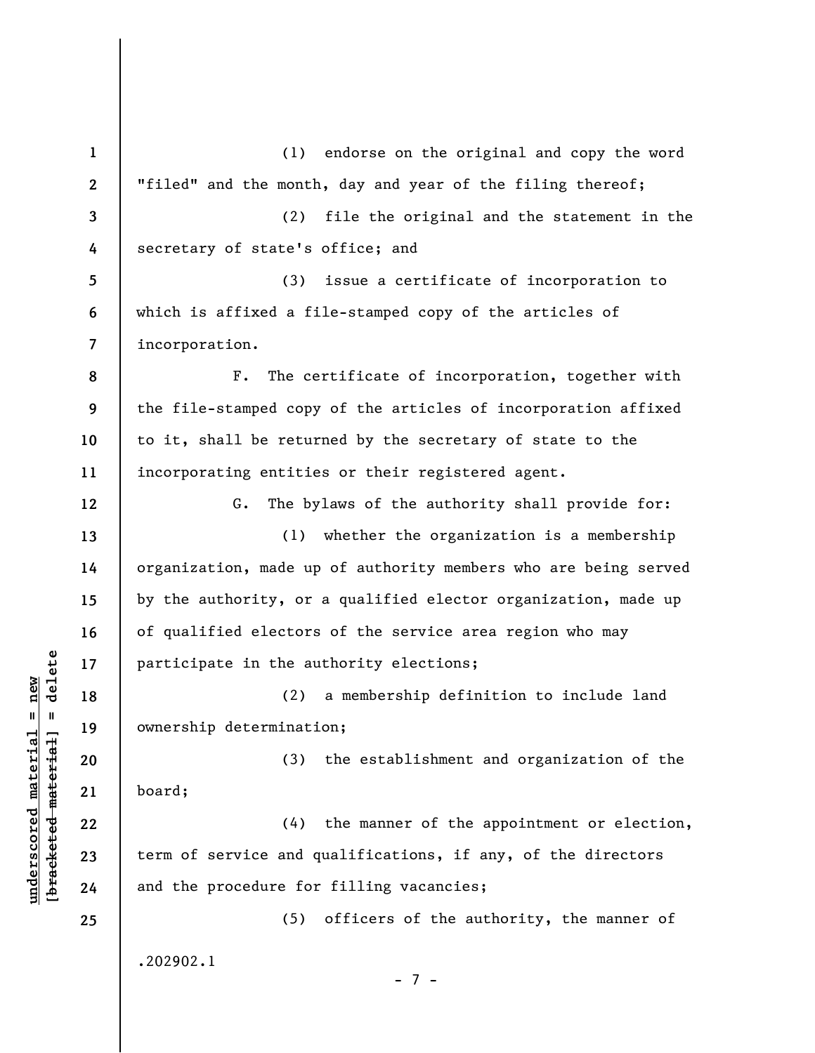(1) endorse on the original and copy the word "filed" and the month, day and year of the filing thereof;

(2) file the original and the statement in the secretary of state's office; and

(3) issue a certificate of incorporation to which is affixed a file-stamped copy of the articles of incorporation.

F. The certificate of incorporation, together with the file-stamped copy of the articles of incorporation affixed to it, shall be returned by the secretary of state to the incorporating entities or their registered agent.

G. The bylaws of the authority shall provide for:

(1) whether the organization is a membership organization, made up of authority members who are being served by the authority, or a qualified elector organization, made up of qualified electors of the service area region who may participate in the authority elections;

(2) a membership definition to include land ownership determination;

(3) the establishment and organization of the board;

(4) the manner of the appointment or election, term of service and qualifications, if any, of the directors and the procedure for filling vacancies;

(5) officers of the authority, the manner of

.202902.1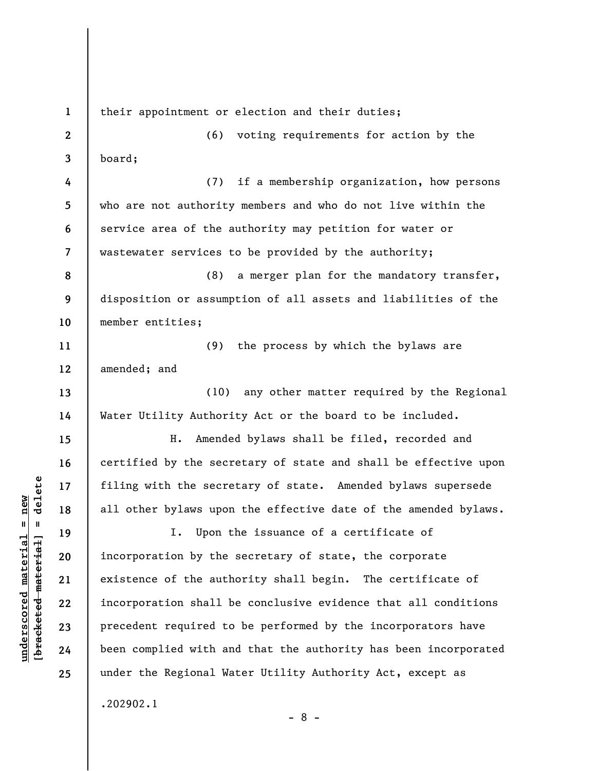their appointment or election and their duties;

(6) voting requirements for action by the board;

(7) if a membership organization, how persons who are not authority members and who do not live within the service area of the authority may petition for water or wastewater services to be provided by the authority;

(8) a merger plan for the mandatory transfer, disposition or assumption of all assets and liabilities of the member entities;

(9) the process by which the bylaws are amended; and

(10) any other matter required by the Regional Water Utility Authority Act or the board to be included.

H. Amended bylaws shall be filed, recorded and certified by the secretary of state and shall be effective upon filing with the secretary of state. Amended bylaws supersede all other bylaws upon the effective date of the amended bylaws.

I. Upon the issuance of a certificate of incorporation by the secretary of state, the corporate existence of the authority shall begin. The certificate of incorporation shall be conclusive evidence that all conditions precedent required to be performed by the incorporators have been complied with and that the authority has been incorporated under the Regional Water Utility Authority Act, except as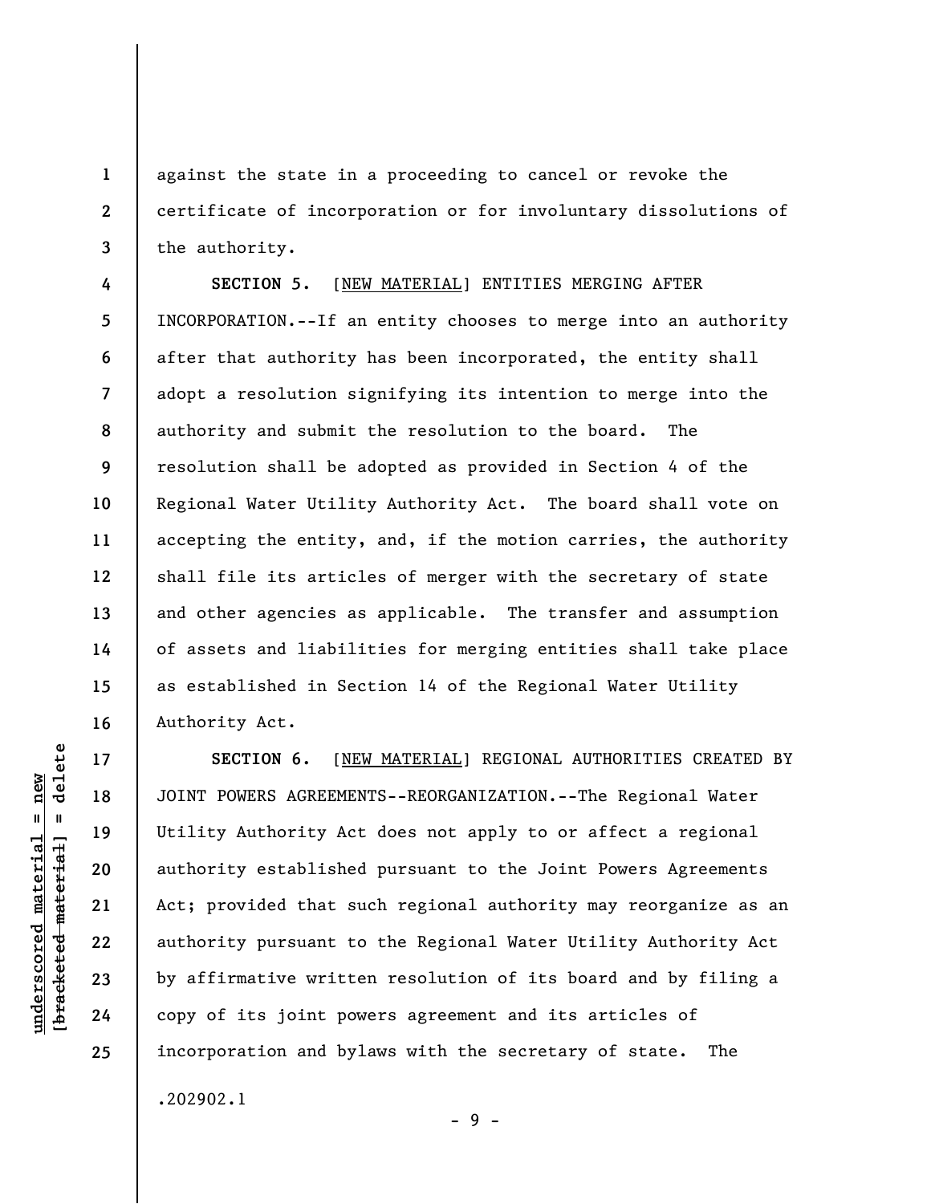against the state in a proceeding to cancel or revoke the certificate of incorporation or for involuntary dissolutions of the authority.

**SECTION 5.** [<u>NEW MATERIAL</u>] ENTITIES MERGING AFTER INCORPORATION.--If an entity chooses to merge into an authority after that authority has been incorporated, the entity shall adopt a resolution signifying its intention to merge into the authority and submit the resolution to the board. The resolution shall be adopted as provided in Section 4 of the Regional Water Utility Authority Act. The board shall vote on accepting the entity, and, if the motion carries, the authority shall file its articles of merger with the secretary of state and other agencies as applicable. The transfer and assumption of assets and liabilities for merging entities shall take place as established in Section 14 of the Regional Water Utility Authority Act.

**SECTION 6.** [<u>NEW MATERIAL</u>] REGIONAL AUTHORITIES CREATED BY JOINT POWERS AGREEMENTS--REORGANIZATION.--The Regional Water Utility Authority Act does not apply to or affect a regional authority established pursuant to the Joint Powers Agreements Act; provided that such regional authority may reorganize as an authority pursuant to the Regional Water Utility Authority Act by affirmative written resolution of its board and by filing a copy of its joint powers agreement and its articles of incorporation and bylaws with the secretary of state. The

.202902.1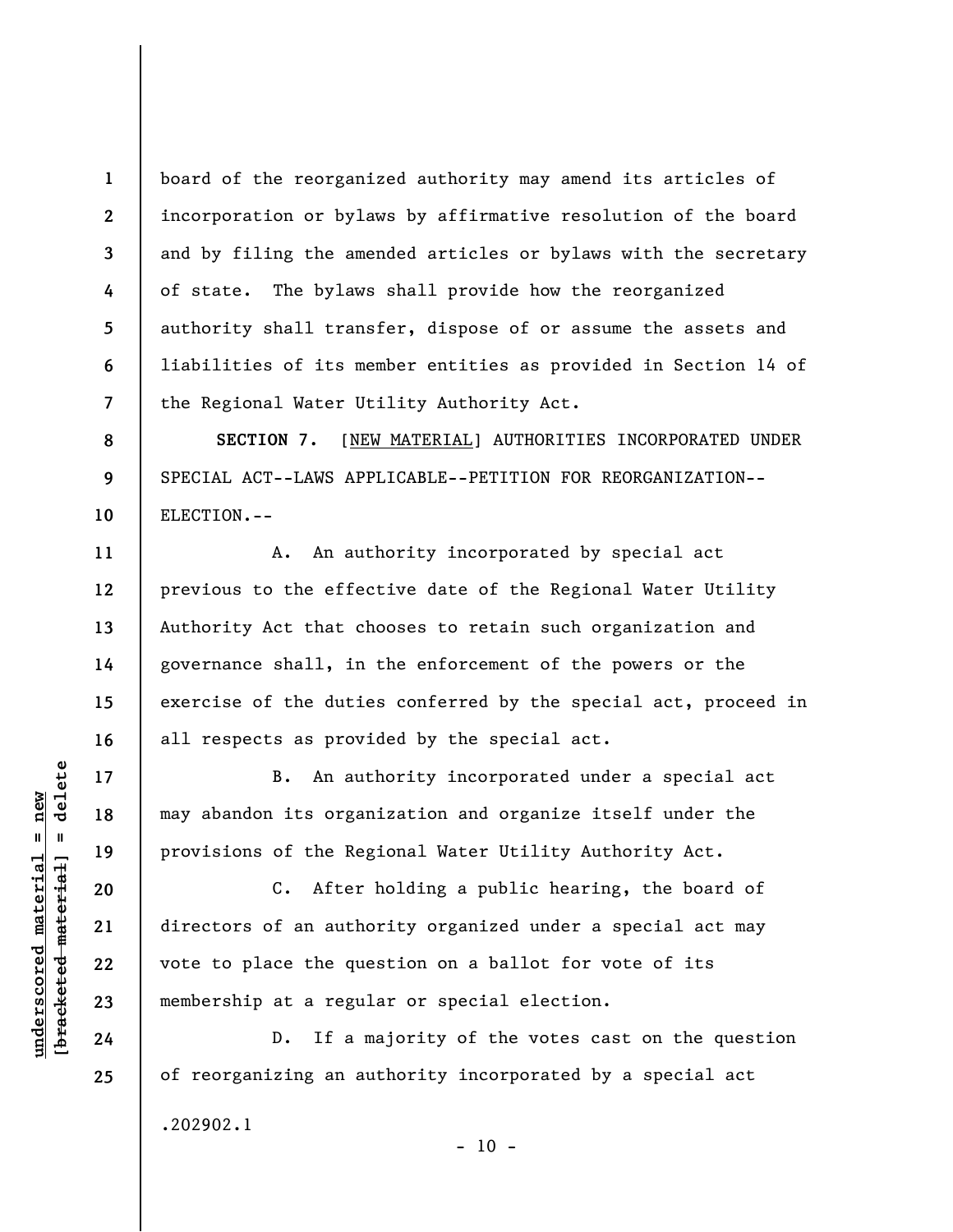board of the reorganized authority may amend its articles of incorporation or bylaws by affirmative resolution of the board and by filing the amended articles or bylaws with the secretary of state. The bylaws shall provide how the reorganized authority shall transfer, dispose of or assume the assets and liabilities of its member entities as provided in Section 14 of the Regional Water Utility Authority Act.

**SECTION 7.** [NEW MATERIAL] AUTHORITIES INCORPORATED UNDER SPECIAL ACT--LAWS APPLICABLE--PETITION FOR REORGANIZATION--ELECTION.--

A. An authority incorporated by special act previous to the effective date of the Regional Water Utility Authority Act that chooses to retain such organization and governance shall, in the enforcement of the powers or the exercise of the duties conferred by the special act, proceed in all respects as provided by the special act.

B. An authority incorporated under a special act may abandon its organization and organize itself under the provisions of the Regional Water Utility Authority Act.

C. After holding a public hearing, the board of directors of an authority organized under a special act may vote to place the question on a ballot for vote of its membership at a regular or special election.

D. If a majority of the votes cast on the question of reorganizing an authority incorporated by a special act

.202902.1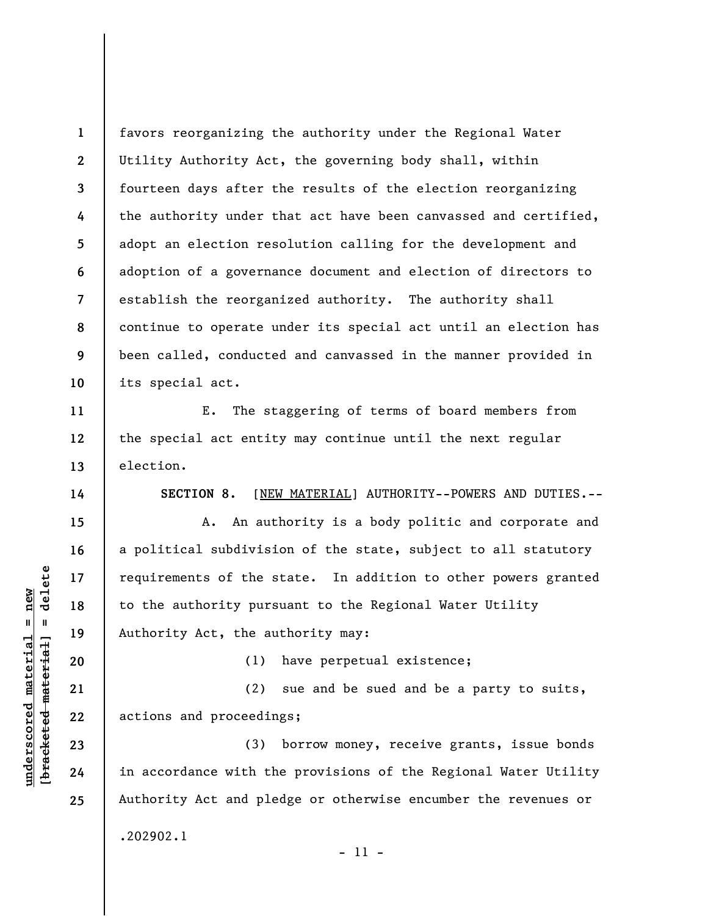favors reorganizing the authority under the Regional Water Utility Authority Act, the governing body shall, within fourteen days after the results of the election reorganizing the authority under that act have been canvassed and certified, adopt an election resolution calling for the development and adoption of a governance document and election of directors to establish the reorganized authority. The authority shall continue to operate under its special act until an election has been called, conducted and canvassed in the manner provided in its special act.

E. The staggering of terms of board members from the special act entity may continue until the next regular election.

**SECTION 8.** [NEW MATERIAL] AUTHORITY--POWERS AND DUTIES.--

A. An authority is a body politic and corporate and a political subdivision of the state, subject to all statutory requirements of the state. In addition to other powers granted to the authority pursuant to the Regional Water Utility Authority Act, the authority may:

(1) have perpetual existence;

(2) sue and be sued and be a party to suits, actions and proceedings;

(3) borrow money, receive grants, issue bonds in accordance with the provisions of the Regional Water Utility Authority Act and pledge or otherwise encumber the revenues or

.202902.1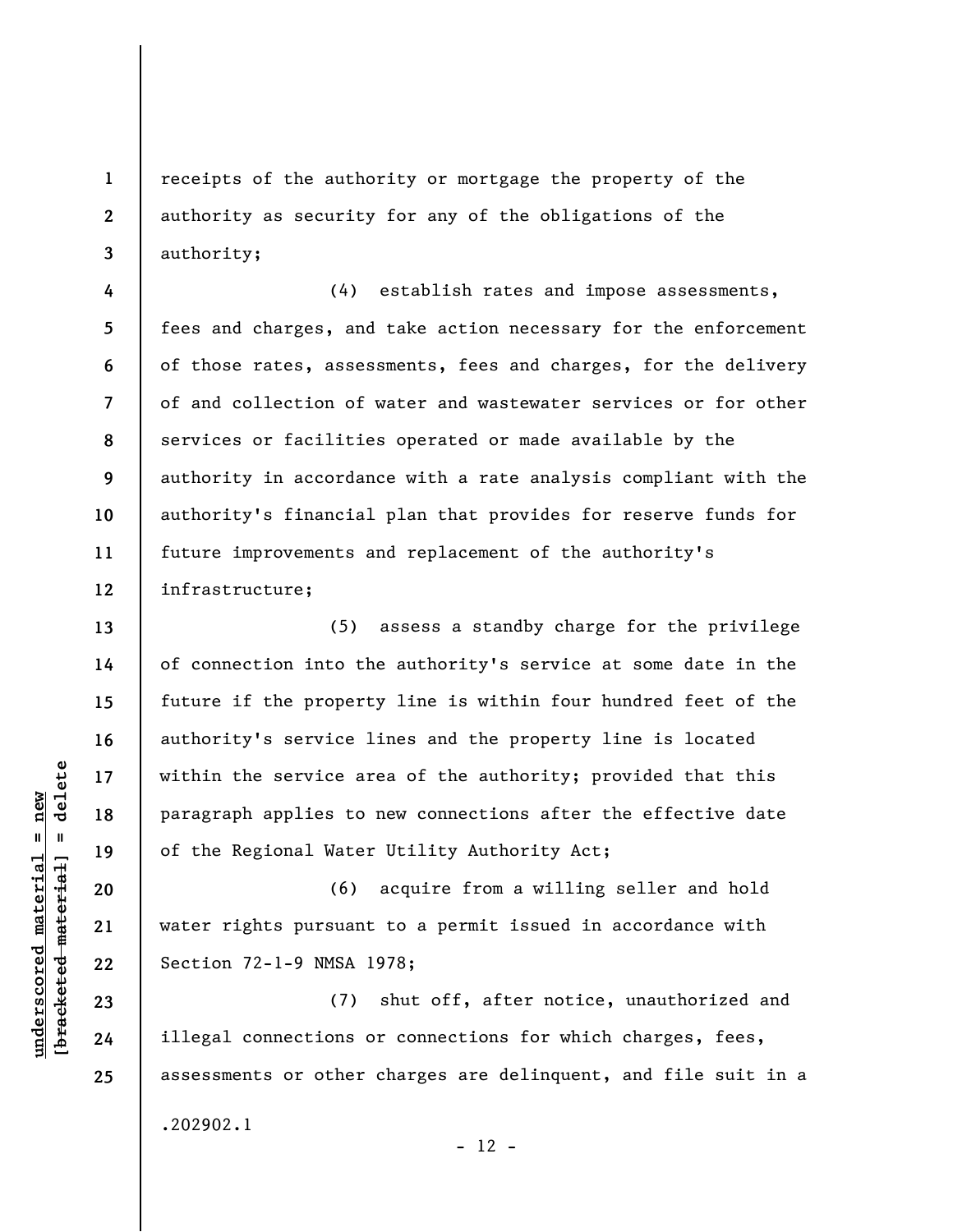receipts of the authority or mortgage the property of the authority as security for any of the obligations of the authority;

(4) establish rates and impose assessments, fees and charges, and take action necessary for the enforcement of those rates, assessments, fees and charges, for the delivery of and collection of water and wastewater services or for other services or facilities operated or made available by the authority in accordance with a rate analysis compliant with the authority's financial plan that provides for reserve funds for future improvements and replacement of the authority's infrastructure;

(5) assess a standby charge for the privilege of connection into the authority's service at some date in the future if the property line is within four hundred feet of the authority's service lines and the property line is located within the service area of the authority; provided that this paragraph applies to new connections after the effective date of the Regional Water Utility Authority Act;

(6) acquire from a willing seller and hold water rights pursuant to a permit issued in accordance with Section 72-1-9 NMSA 1978;

(7) shut off, after notice, unauthorized and illegal connections or connections for which charges, fees, assessments or other charges are delinquent, and file suit in a

.202902.1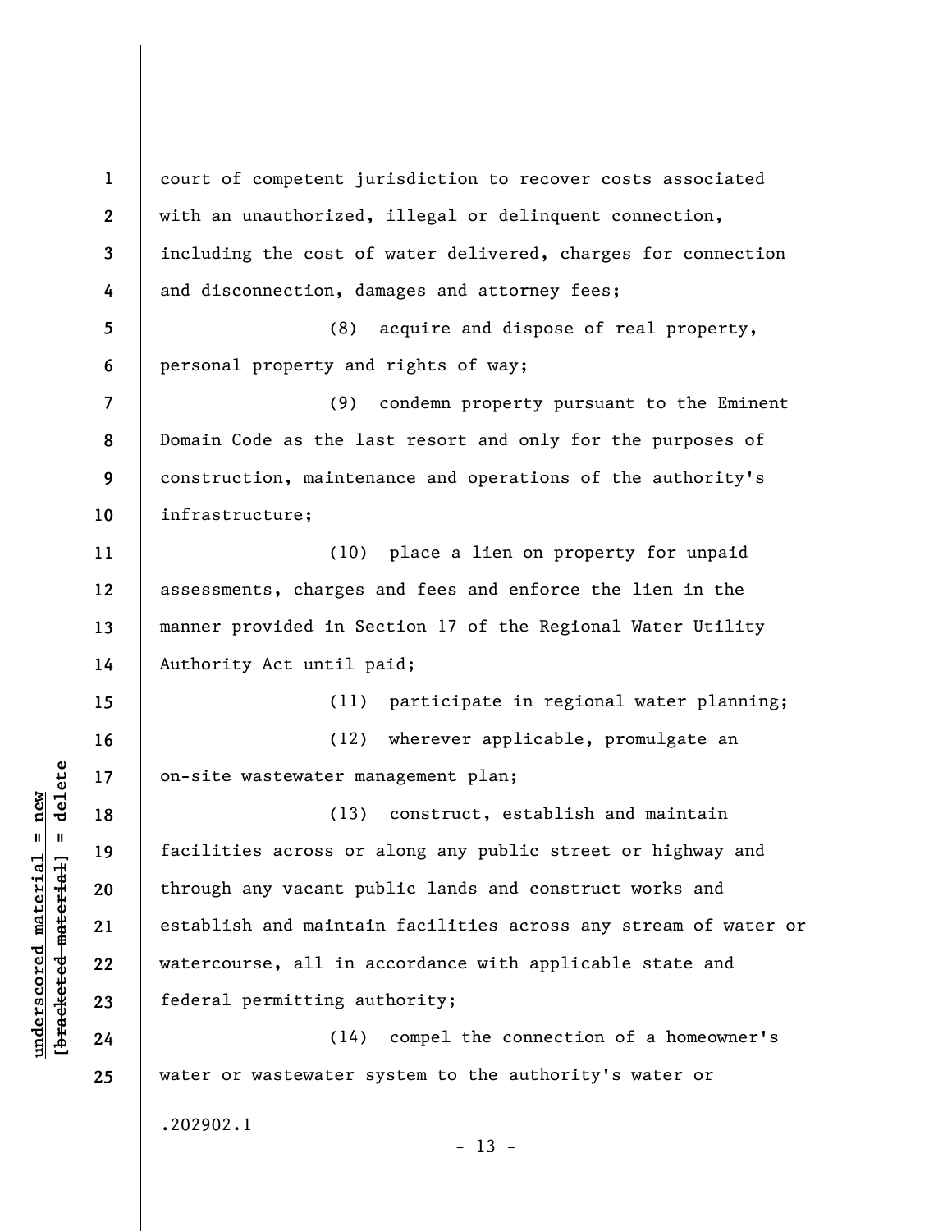court of competent jurisdiction to recover costs associated with an unauthorized, illegal or delinquent connection, including the cost of water delivered, charges for connection and disconnection, damages and attorney fees;

(8) acquire and dispose of real property, personal property and rights of way;

(9) condemn property pursuant to the Eminent Domain Code as the last resort and only for the purposes of construction, maintenance and operations of the authority's infrastructure;

(10) place a lien on property for unpaid assessments, charges and fees and enforce the lien in the manner provided in Section 17 of the Regional Water Utility Authority Act until paid;

(11) participate in regional water planning;

(12) wherever applicable, promulgate an on-site wastewater management plan;

(13) construct, establish and maintain facilities across or along any public street or highway and through any vacant public lands and construct works and establish and maintain facilities across any stream of water or watercourse, all in accordance with applicable state and federal permitting authority;

(14) compel the connection of a homeowner's water or wastewater system to the authority's water or

.202902.1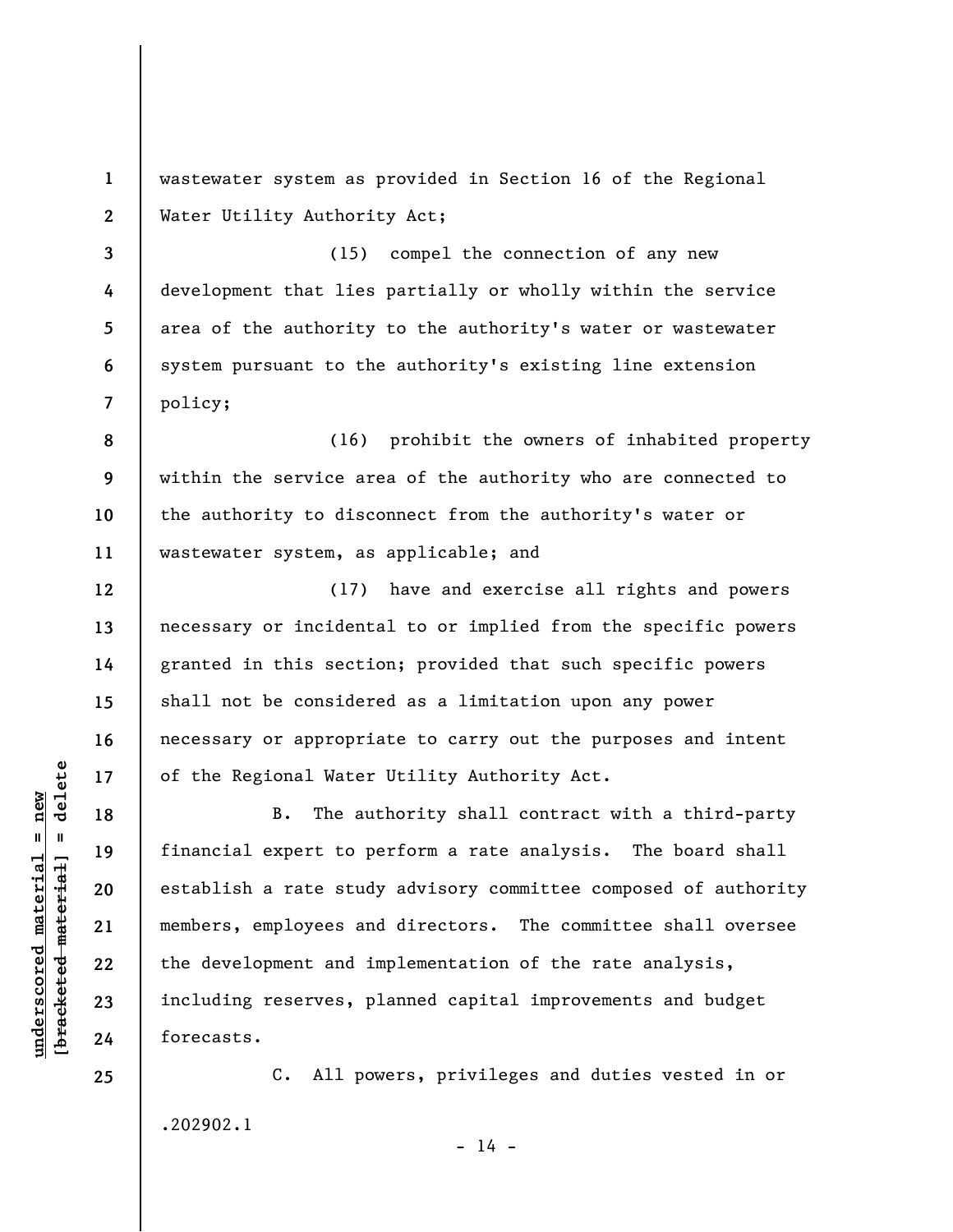wastewater system as provided in Section 16 of the Regional Water Utility Authority Act;

(15) compel the connection of any new development that lies partially or wholly within the service area of the authority to the authority's water or wastewater system pursuant to the authority's existing line extension policy;

(16) prohibit the owners of inhabited property within the service area of the authority who are connected to the authority to disconnect from the authority's water or wastewater system, as applicable; and

(17) have and exercise all rights and powers necessary or incidental to or implied from the specific powers granted in this section; provided that such specific powers shall not be considered as a limitation upon any power necessary or appropriate to carry out the purposes and intent of the Regional Water Utility Authority Act.

B. The authority shall contract with a third-party financial expert to perform a rate analysis. The board shall establish a rate study advisory committee composed of authority members, employees and directors. The committee shall oversee the development and implementation of the rate analysis, including reserves, planned capital improvements and budget forecasts.

C. All powers, privileges and duties vested in or

.202902.1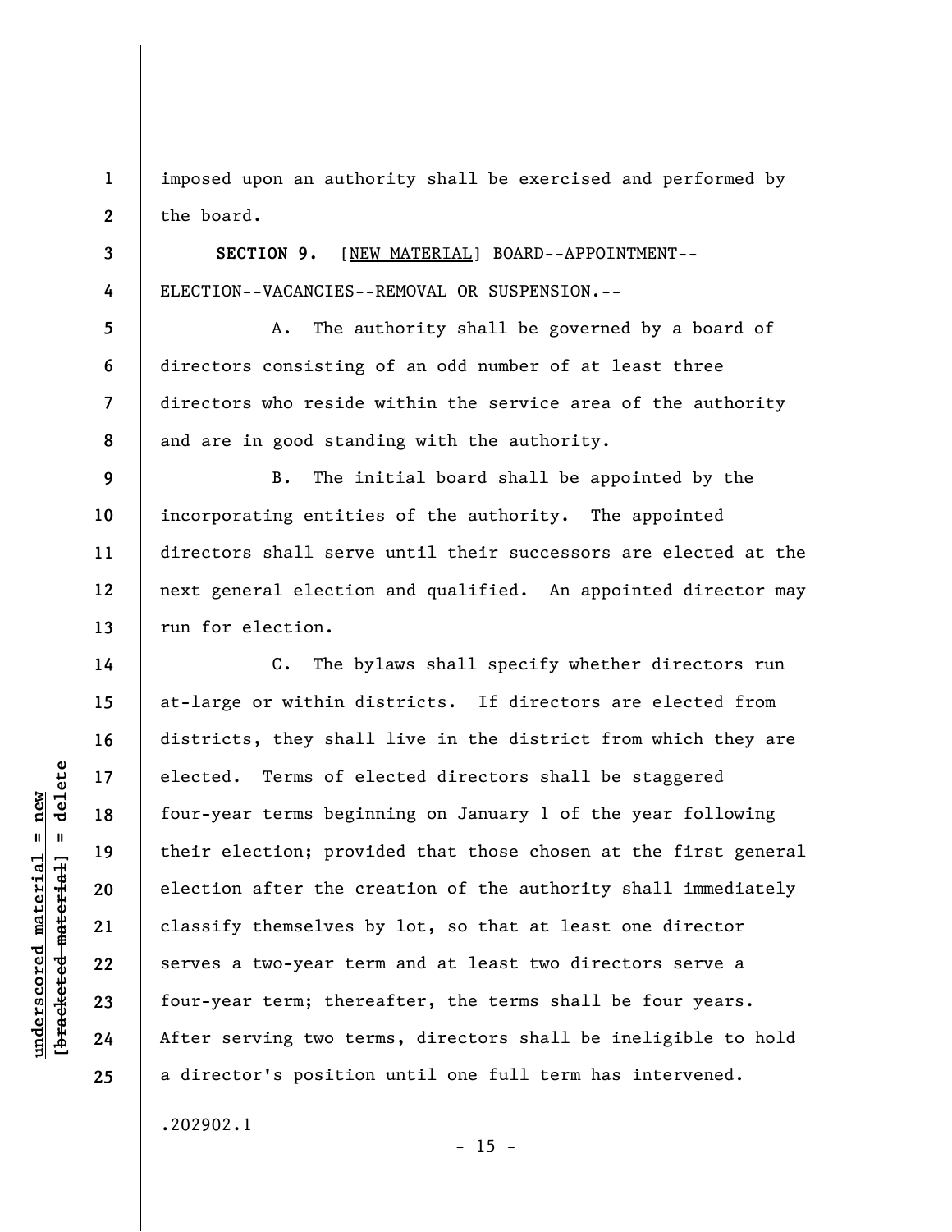imposed upon an authority shall be exercised and performed by the board.

**SECTION 9.** [NEW MATERIAL] BOARD--APPOINTMENT--ELECTION--VACANCIES--REMOVAL OR SUSPENSION.--

A. The authority shall be governed by a board of directors consisting of an odd number of at least three directors who reside within the service area of the authority and are in good standing with the authority.

B. The initial board shall be appointed by the incorporating entities of the authority. The appointed directors shall serve until their successors are elected at the next general election and qualified. An appointed director may run for election.

C. The bylaws shall specify whether directors run at-large or within districts. If directors are elected from districts, they shall live in the district from which they are elected. Terms of elected directors shall be staggered four-year terms beginning on January 1 of the year following their election; provided that those chosen at the first general election after the creation of the authority shall immediately classify themselves by lot, so that at least one director serves a two-year term and at least two directors serve a four-year term; thereafter, the terms shall be four years. After serving two terms, directors shall be ineligible to hold a director's position until one full term has intervened.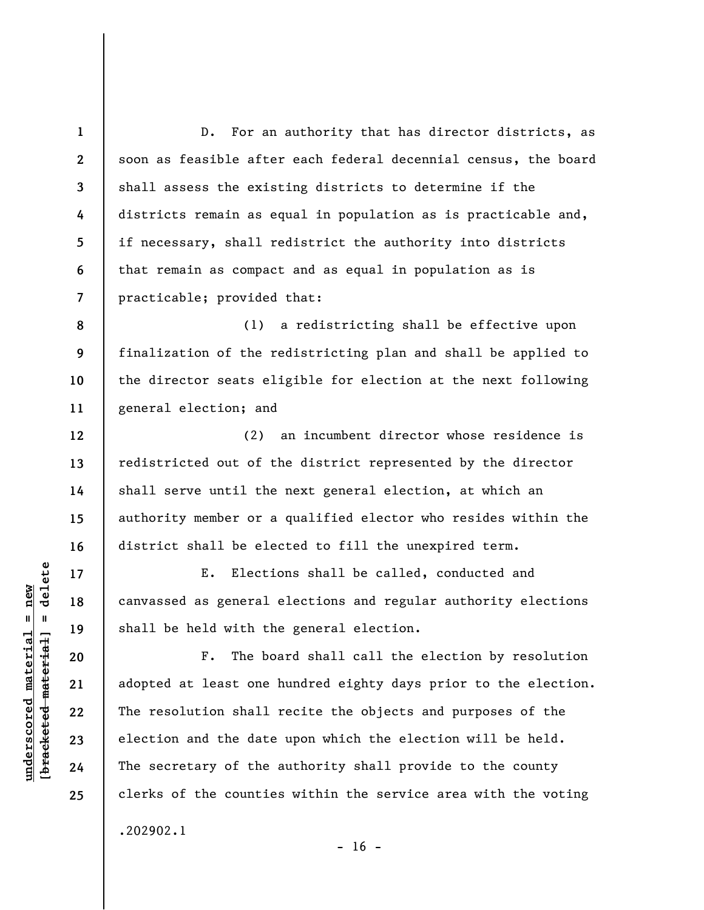D. For an authority that has director districts, as soon as feasible after each federal decennial census, the board shall assess the existing districts to determine if the districts remain as equal in population as is practicable and, if necessary, shall redistrict the authority into districts that remain as compact and as equal in population as is practicable; provided that:

(1) a redistricting shall be effective upon finalization of the redistricting plan and shall be applied to the director seats eligible for election at the next following general election; and

(2) an incumbent director whose residence is redistricted out of the district represented by the director shall serve until the next general election, at which an authority member or a qualified elector who resides within the district shall be elected to fill the unexpired term.

E. Elections shall be called, conducted and canvassed as general elections and regular authority elections shall be held with the general election.

F. The board shall call the election by resolution adopted at least one hundred eighty days prior to the election. The resolution shall recite the objects and purposes of the election and the date upon which the election will be held. The secretary of the authority shall provide to the county clerks of the counties within the service area with the voting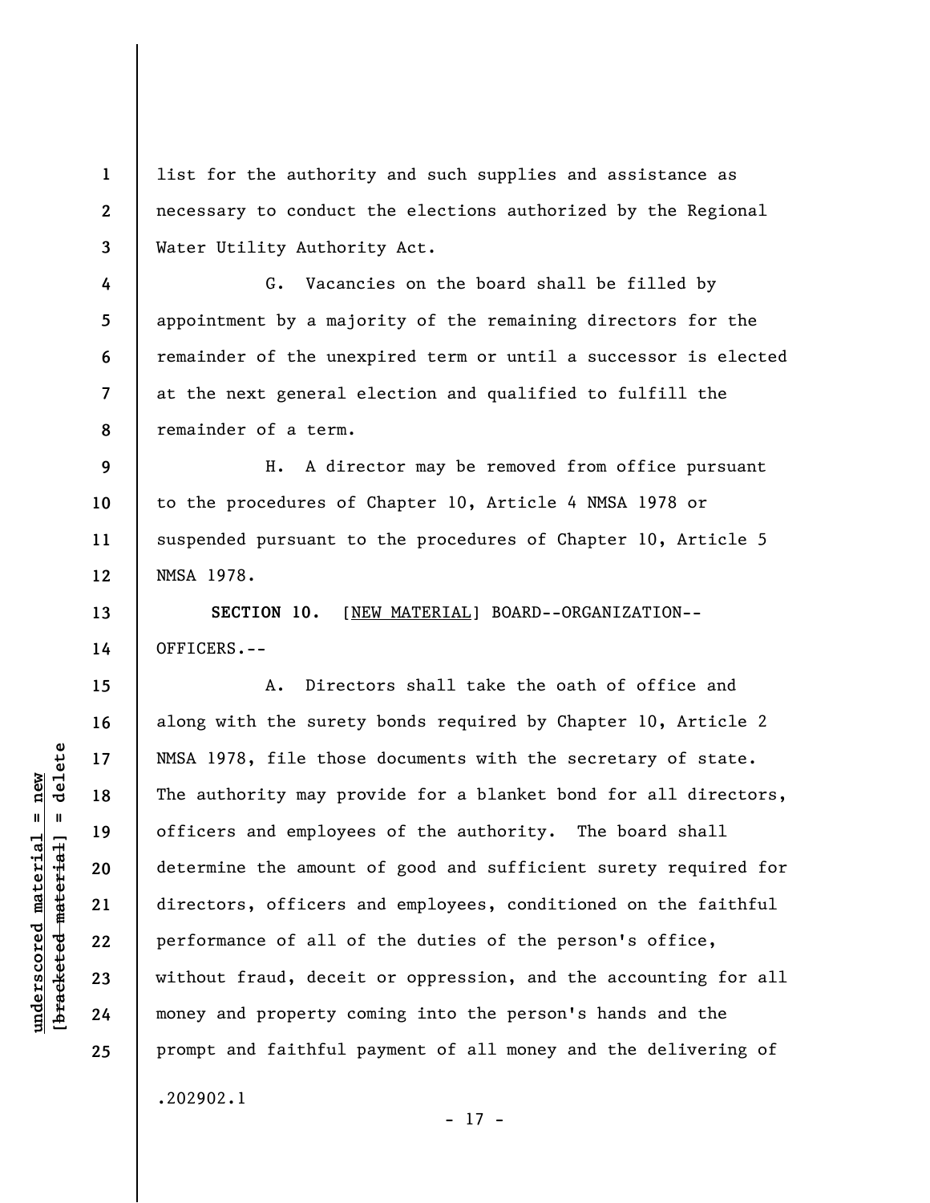list for the authority and such supplies and assistance as necessary to conduct the elections authorized by the Regional Water Utility Authority Act.

G. Vacancies on the board shall be filled by appointment by a majority of the remaining directors for the remainder of the unexpired term or until a successor is elected at the next general election and qualified to fulfill the remainder of a term.

H. A director may be removed from office pursuant to the procedures of Chapter 10, Article 4 NMSA 1978 or suspended pursuant to the procedures of Chapter 10, Article 5 NMSA 1978.

**SECTION 10.** [NEW MATERIAL] BOARD--ORGANIZATION--OFFICERS.--

A. Directors shall take the oath of office and along with the surety bonds required by Chapter 10, Article 2 NMSA 1978, file those documents with the secretary of state. The authority may provide for a blanket bond for all directors, officers and employees of the authority. The board shall determine the amount of good and sufficient surety required for directors, officers and employees, conditioned on the faithful performance of all of the duties of the person's office, without fraud, deceit or oppression, and the accounting for all money and property coming into the person's hands and the prompt and faithful payment of all money and the delivering of

.202902.1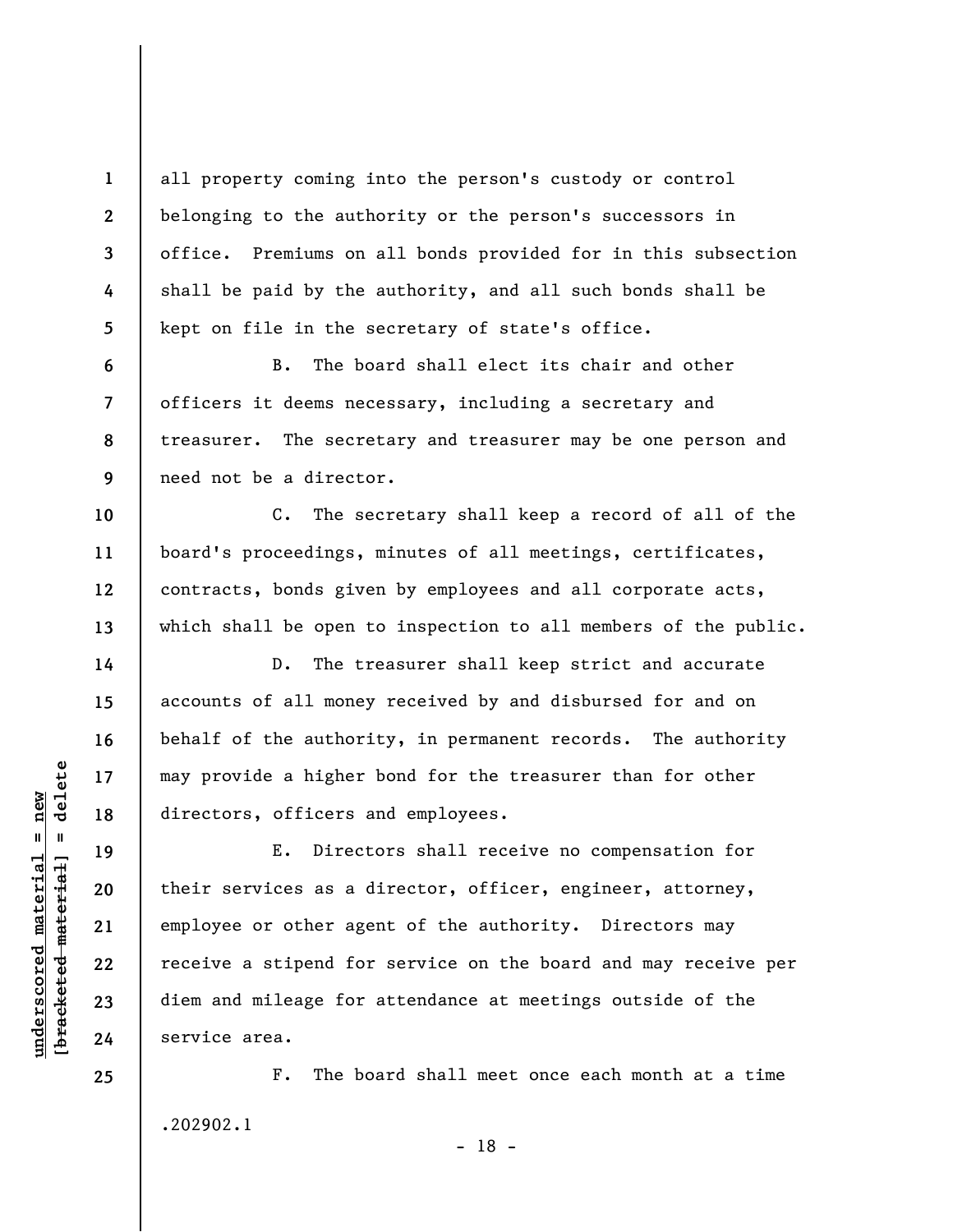all property coming into the person's custody or control belonging to the authority or the person's successors in office. Premiums on all bonds provided for in this subsection shall be paid by the authority, and all such bonds shall be kept on file in the secretary of state's office.

B. The board shall elect its chair and other officers it deems necessary, including a secretary and treasurer. The secretary and treasurer may be one person and need not be a director.

C. The secretary shall keep a record of all of the board's proceedings, minutes of all meetings, certificates, contracts, bonds given by employees and all corporate acts, which shall be open to inspection to all members of the public.

D. The treasurer shall keep strict and accurate accounts of all money received by and disbursed for and on behalf of the authority, in permanent records. The authority may provide a higher bond for the treasurer than for other directors, officers and employees.

E. Directors shall receive no compensation for their services as a director, officer, engineer, attorney, employee or other agent of the authority. Directors may receive a stipend for service on the board and may receive per diem and mileage for attendance at meetings outside of the service area.

F. The board shall meet once each month at a time

.202902.1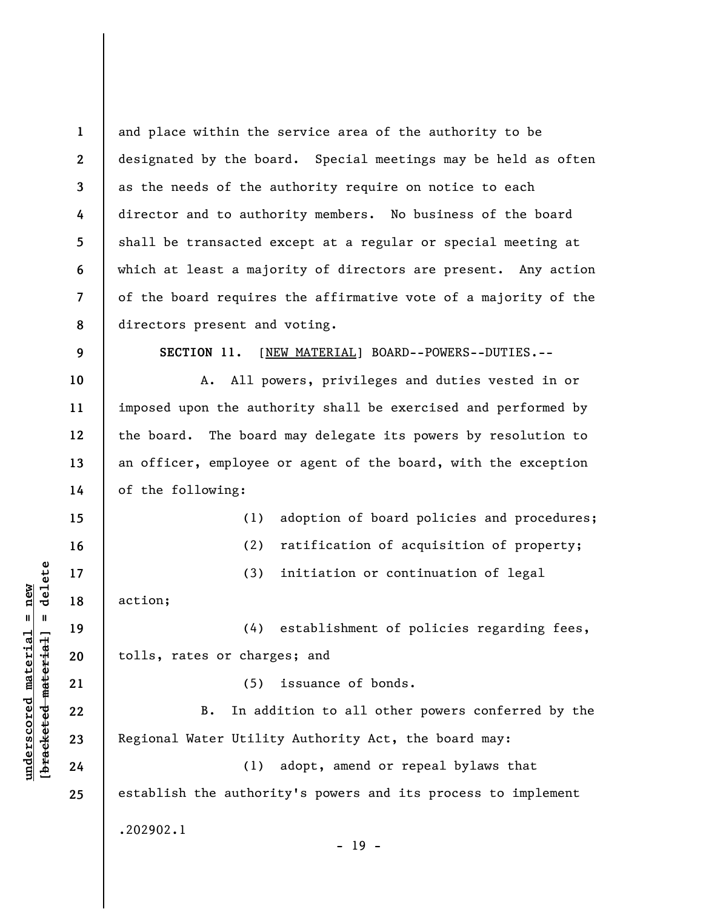and place within the service area of the authority to be designated by the board. Special meetings may be held as often as the needs of the authority require on notice to each director and to authority members. No business of the board shall be transacted except at a regular or special meeting at which at least a majority of directors are present. Any action of the board requires the affirmative vote of a majority of the directors present and voting.

**SECTION 11.** [NEW MATERIAL] BOARD--POWERS--DUTIES.--

A. All powers, privileges and duties vested in or imposed upon the authority shall be exercised and performed by the board. The board may delegate its powers by resolution to an officer, employee or agent of the board, with the exception of the following:

(1) adoption of board policies and procedures;

(2) ratification of acquisition of property;

(3) initiation or continuation of legal action;

(4) establishment of policies regarding fees, tolls, rates or charges; and

(5) issuance of bonds.

B. In addition to all other powers conferred by the Regional Water Utility Authority Act, the board may:

(1) adopt, amend or repeal bylaws that establish the authority's powers and its process to implement

.202902.1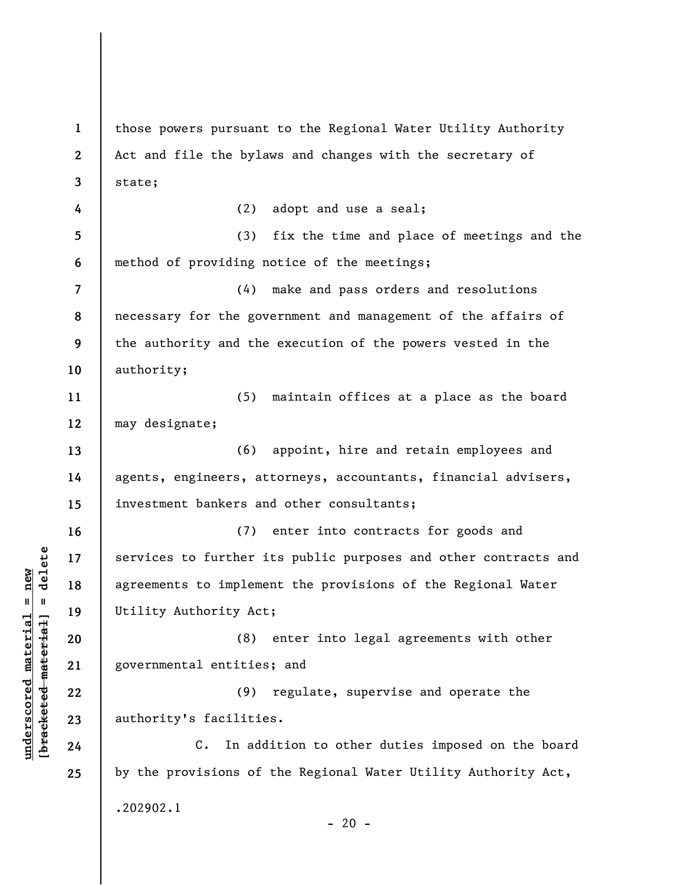those powers pursuant to the Regional Water Utility Authority Act and file the bylaws and changes with the secretary of state;

(2) adopt and use a seal;

(3) fix the time and place of meetings and the method of providing notice of the meetings;

(4) make and pass orders and resolutions necessary for the government and management of the affairs of the authority and the execution of the powers vested in the authority;

(5) maintain offices at a place as the board may designate;

(6) appoint, hire and retain employees and agents, engineers, attorneys, accountants, financial advisers, investment bankers and other consultants;

(7) enter into contracts for goods and services to further its public purposes and other contracts and agreements to implement the provisions of the Regional Water Utility Authority Act;

(8) enter into legal agreements with other governmental entities; and

(9) regulate, supervise and operate the authority's facilities.

C. In addition to other duties imposed on the board by the provisions of the Regional Water Utility Authority Act,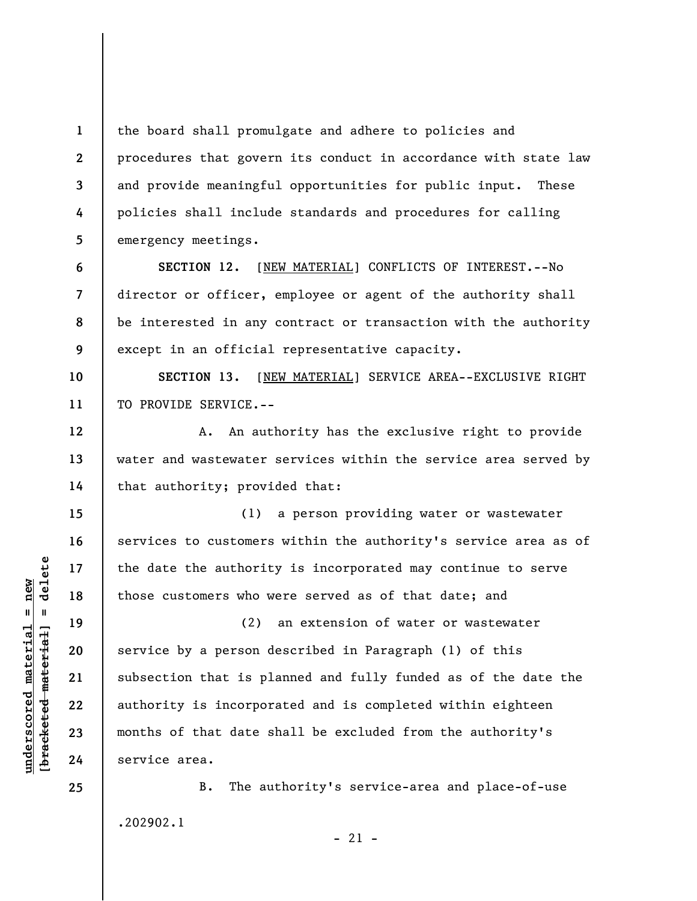the board shall promulgate and adhere to policies and procedures that govern its conduct in accordance with state law and provide meaningful opportunities for public input. These policies shall include standards and procedures for calling emergency meetings.

**SECTION 12.** [NEW MATERIAL] CONFLICTS OF INTEREST.--No director or officer, employee or agent of the authority shall be interested in any contract or transaction with the authority except in an official representative capacity.

**SECTION 13.** [NEW MATERIAL] SERVICE AREA--EXCLUSIVE RIGHT TO PROVIDE SERVICE.--

A. An authority has the exclusive right to provide water and wastewater services within the service area served by that authority; provided that:

(1) a person providing water or wastewater services to customers within the authority's service area as of the date the authority is incorporated may continue to serve those customers who were served as of that date; and

(2) an extension of water or wastewater service by a person described in Paragraph (1) of this subsection that is planned and fully funded as of the date the authority is incorporated and is completed within eighteen months of that date shall be excluded from the authority's service area.

B. The authority's service-area and place-of-use

.202902.1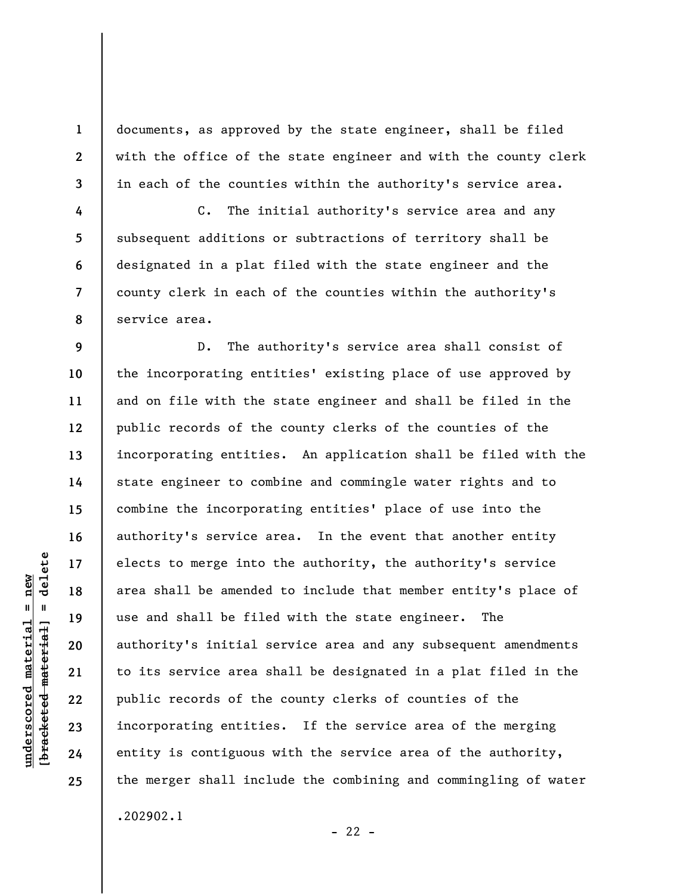documents, as approved by the state engineer, shall be filed with the office of the state engineer and with the county clerk in each of the counties within the authority's service area.

C. The initial authority's service area and any subsequent additions or subtractions of territory shall be designated in a plat filed with the state engineer and the county clerk in each of the counties within the authority's service area.

D. The authority's service area shall consist of the incorporating entities' existing place of use approved by and on file with the state engineer and shall be filed in the public records of the county clerks of the counties of the incorporating entities. An application shall be filed with the state engineer to combine and commingle water rights and to combine the incorporating entities' place of use into the authority's service area. In the event that another entity elects to merge into the authority, the authority's service area shall be amended to include that member entity's place of use and shall be filed with the state engineer. The authority's initial service area and any subsequent amendments to its service area shall be designated in a plat filed in the public records of the county clerks of counties of the incorporating entities. If the service area of the merging entity is contiguous with the service area of the authority, the merger shall include the combining and commingling of water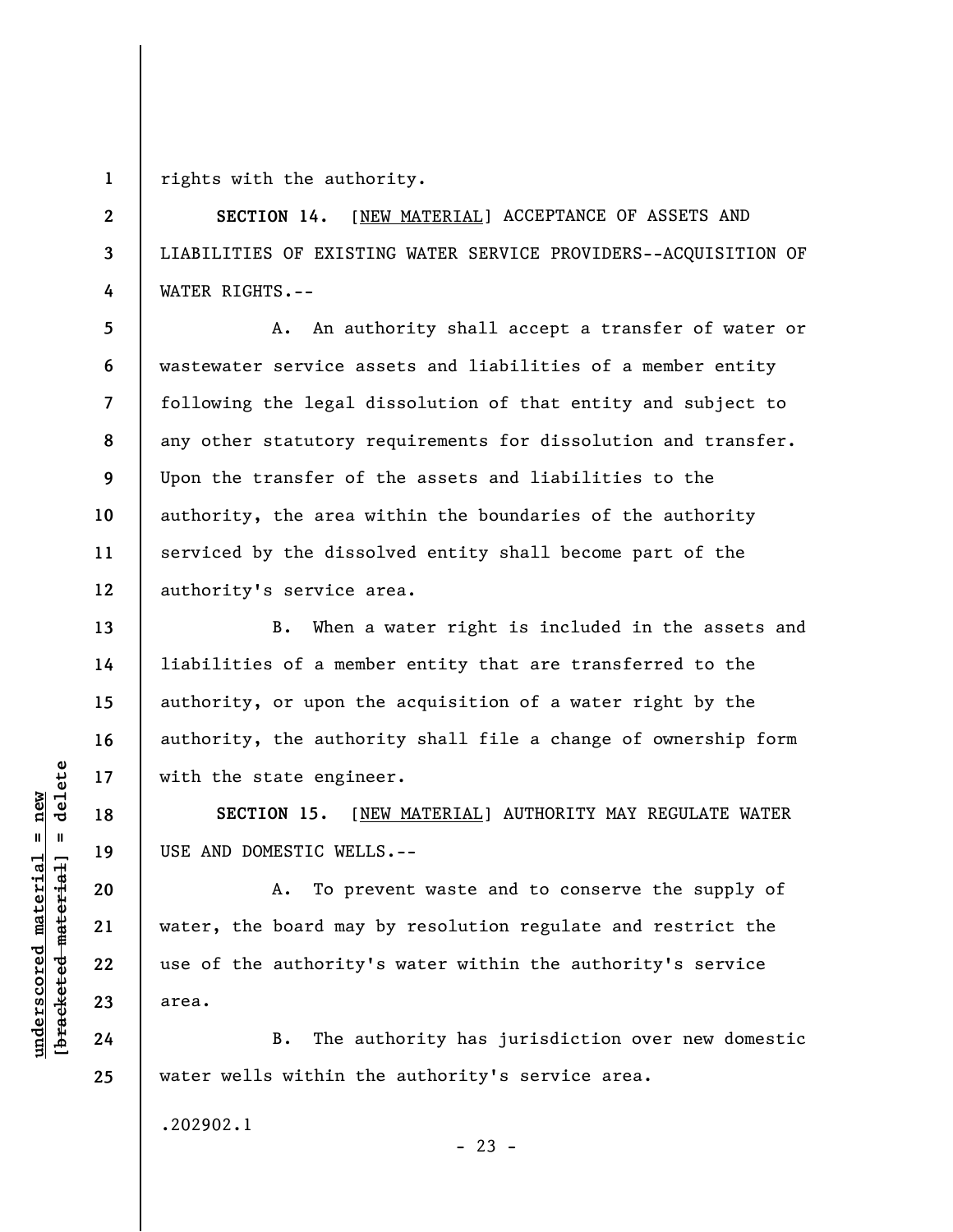rights with the authority.

**SECTION 14.** [NEW MATERIAL] ACCEPTANCE OF ASSETS AND LIABILITIES OF EXISTING WATER SERVICE PROVIDERS--ACQUISITION OF WATER RIGHTS.--

A. An authority shall accept a transfer of water or wastewater service assets and liabilities of a member entity following the legal dissolution of that entity and subject to any other statutory requirements for dissolution and transfer. Upon the transfer of the assets and liabilities to the authority, the area within the boundaries of the authority serviced by the dissolved entity shall become part of the authority's service area.

B. When a water right is included in the assets and liabilities of a member entity that are transferred to the authority, or upon the acquisition of a water right by the authority, the authority shall file a change of ownership form with the state engineer.

**SECTION 15.** [NEW MATERIAL] AUTHORITY MAY REGULATE WATER USE AND DOMESTIC WELLS.--

A. To prevent waste and to conserve the supply of water, the board may by resolution regulate and restrict the use of the authority's water within the authority's service area.

B. The authority has jurisdiction over new domestic water wells within the authority's service area.

.202902.1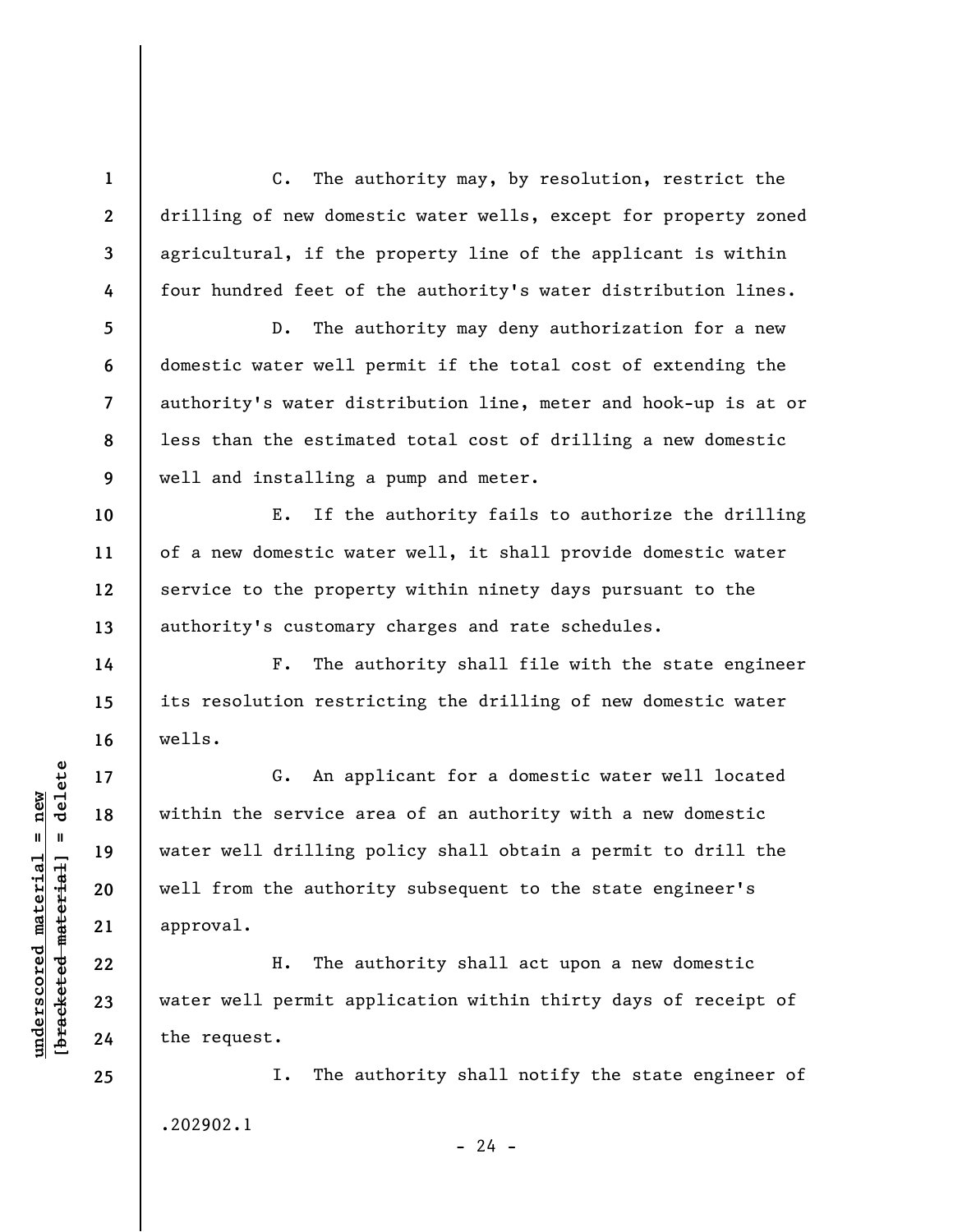C. The authority may, by resolution, restrict the drilling of new domestic water wells, except for property zoned agricultural, if the property line of the applicant is within four hundred feet of the authority's water distribution lines.

D. The authority may deny authorization for a new domestic water well permit if the total cost of extending the authority's water distribution line, meter and hook-up is at or less than the estimated total cost of drilling a new domestic well and installing a pump and meter.

E. If the authority fails to authorize the drilling of a new domestic water well, it shall provide domestic water service to the property within ninety days pursuant to the authority's customary charges and rate schedules.

F. The authority shall file with the state engineer its resolution restricting the drilling of new domestic water wells.

G. An applicant for a domestic water well located within the service area of an authority with a new domestic water well drilling policy shall obtain a permit to drill the well from the authority subsequent to the state engineer's approval.

H. The authority shall act upon a new domestic water well permit application within thirty days of receipt of the request.

I. The authority shall notify the state engineer of

.202902.1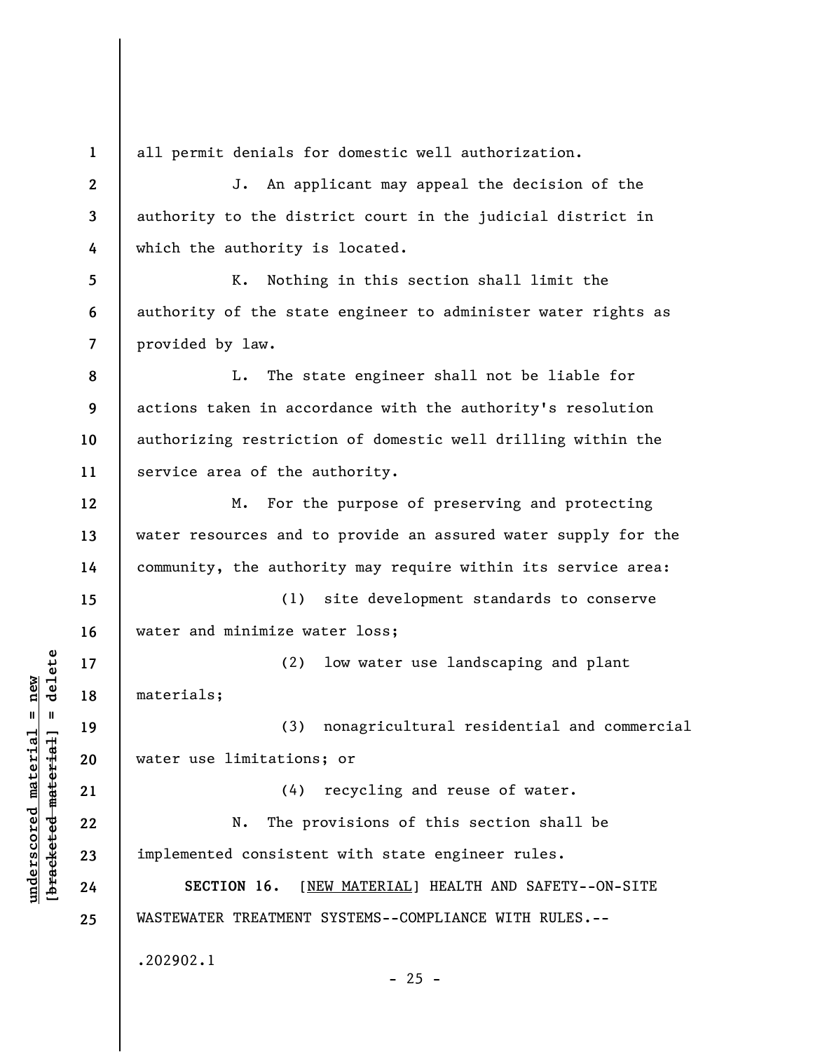all permit denials for domestic well authorization.

J. An applicant may appeal the decision of the authority to the district court in the judicial district in which the authority is located.

K. Nothing in this section shall limit the authority of the state engineer to administer water rights as provided by law.

L. The state engineer shall not be liable for actions taken in accordance with the authority's resolution authorizing restriction of domestic well drilling within the service area of the authority.

M. For the purpose of preserving and protecting water resources and to provide an assured water supply for the community, the authority may require within its service area:

(1) site development standards to conserve water and minimize water loss;

(2) low water use landscaping and plant materials;

(3) nonagricultural residential and commercial water use limitations; or

(4) recycling and reuse of water.

N. The provisions of this section shall be implemented consistent with state engineer rules.

**SECTION 16.** [NEW MATERIAL] HEALTH AND SAFETY--ON-SITE WASTEWATER TREATMENT SYSTEMS--COMPLIANCE WITH RULES.--

.202902.1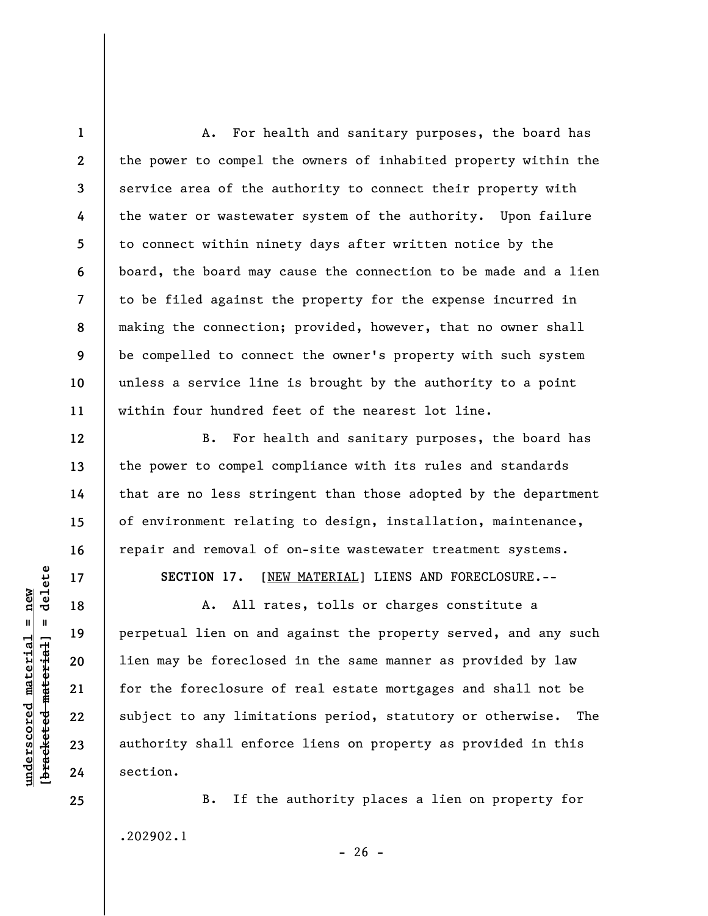A. For health and sanitary purposes, the board has the power to compel the owners of inhabited property within the service area of the authority to connect their property with the water or wastewater system of the authority. Upon failure to connect within ninety days after written notice by the board, the board may cause the connection to be made and a lien to be filed against the property for the expense incurred in making the connection; provided, however, that no owner shall be compelled to connect the owner's property with such system unless a service line is brought by the authority to a point within four hundred feet of the nearest lot line.

B. For health and sanitary purposes, the board has the power to compel compliance with its rules and standards that are no less stringent than those adopted by the department of environment relating to design, installation, maintenance, repair and removal of on-site wastewater treatment systems.

**SECTION 17.** [NEW MATERIAL] LIENS AND FORECLOSURE.--

A. All rates, tolls or charges constitute a perpetual lien on and against the property served, and any such lien may be foreclosed in the same manner as provided by law for the foreclosure of real estate mortgages and shall not be subject to any limitations period, statutory or otherwise. The authority shall enforce liens on property as provided in this section.

B. If the authority places a lien on property for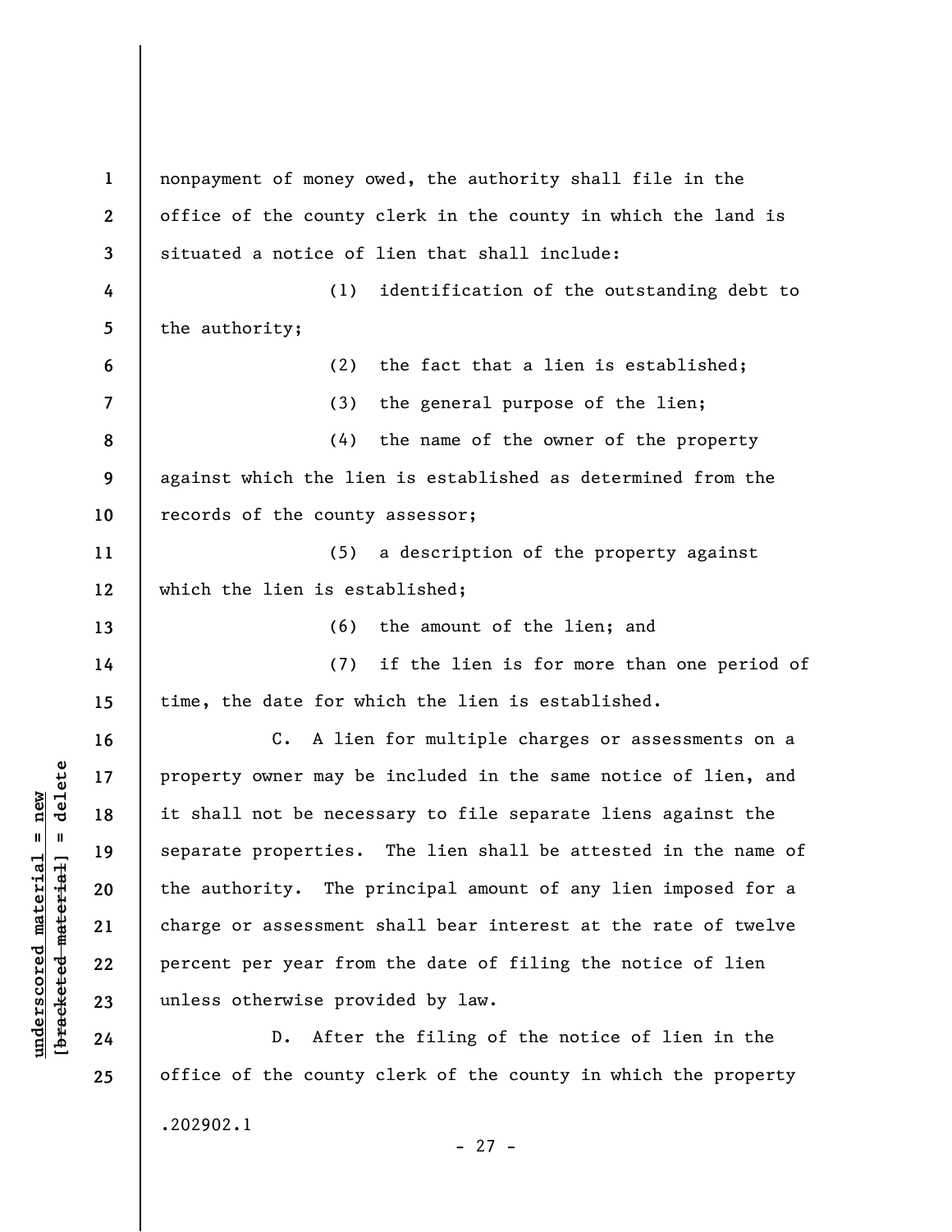nonpayment of money owed, the authority shall file in the office of the county clerk in the county in which the land is situated a notice of lien that shall include:

(1) identification of the outstanding debt to the authority;

(2) the fact that a lien is established;

(3) the general purpose of the lien;

(4) the name of the owner of the property against which the lien is established as determined from the records of the county assessor;

(5) a description of the property against which the lien is established;

(6) the amount of the lien; and

(7) if the lien is for more than one period of time, the date for which the lien is established.

C. A lien for multiple charges or assessments on a property owner may be included in the same notice of lien, and it shall not be necessary to file separate liens against the separate properties. The lien shall be attested in the name of the authority. The principal amount of any lien imposed for a charge or assessment shall bear interest at the rate of twelve percent per year from the date of filing the notice of lien unless otherwise provided by law.

D. After the filing of the notice of lien in the office of the county clerk of the county in which the property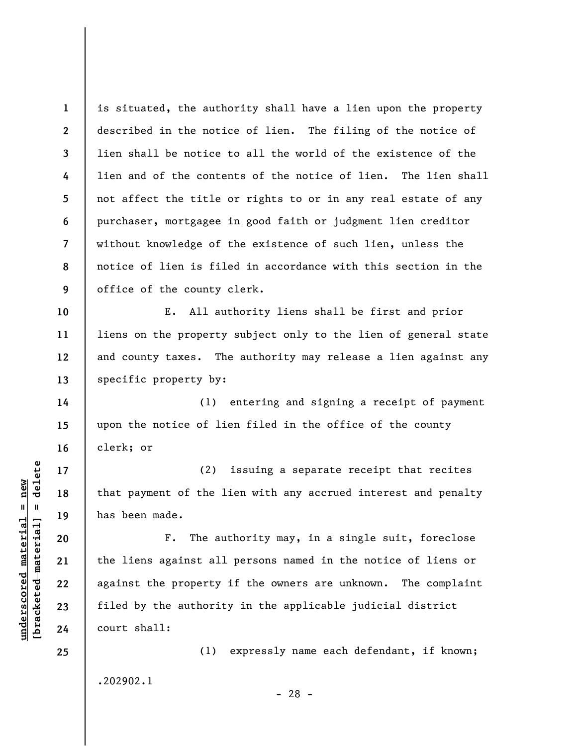is situated, the authority shall have a lien upon the property described in the notice of lien. The filing of the notice of lien shall be notice to all the world of the existence of the lien and of the contents of the notice of lien. The lien shall not affect the title or rights to or in any real estate of any purchaser, mortgagee in good faith or judgment lien creditor without knowledge of the existence of such lien, unless the notice of lien is filed in accordance with this section in the office of the county clerk.

E. All authority liens shall be first and prior liens on the property subject only to the lien of general state and county taxes. The authority may release a lien against any specific property by:

(1) entering and signing a receipt of payment upon the notice of lien filed in the office of the county clerk; or

(2) issuing a separate receipt that recites that payment of the lien with any accrued interest and penalty has been made.

F. The authority may, in a single suit, foreclose the liens against all persons named in the notice of liens or against the property if the owners are unknown. The complaint filed by the authority in the applicable judicial district court shall:

(1) expressly name each defendant, if known;

.202902.1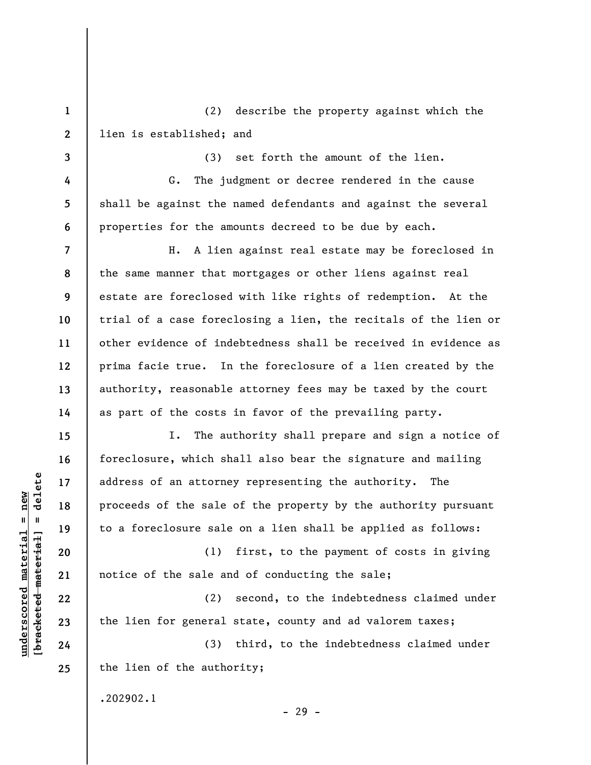(2) describe the property against which the lien is established; and

(3) set forth the amount of the lien.

G. The judgment or decree rendered in the cause shall be against the named defendants and against the several properties for the amounts decreed to be due by each.

H. A lien against real estate may be foreclosed in the same manner that mortgages or other liens against real estate are foreclosed with like rights of redemption. At the trial of a case foreclosing a lien, the recitals of the lien or other evidence of indebtedness shall be received in evidence as prima facie true. In the foreclosure of a lien created by the authority, reasonable attorney fees may be taxed by the court as part of the costs in favor of the prevailing party.

I. The authority shall prepare and sign a notice of foreclosure, which shall also bear the signature and mailing address of an attorney representing the authority. The proceeds of the sale of the property by the authority pursuant to a foreclosure sale on a lien shall be applied as follows:

(1) first, to the payment of costs in giving notice of the sale and of conducting the sale;

(2) second, to the indebtedness claimed under the lien for general state, county and ad valorem taxes;

(3) third, to the indebtedness claimed under the lien of the authority;

.202902.1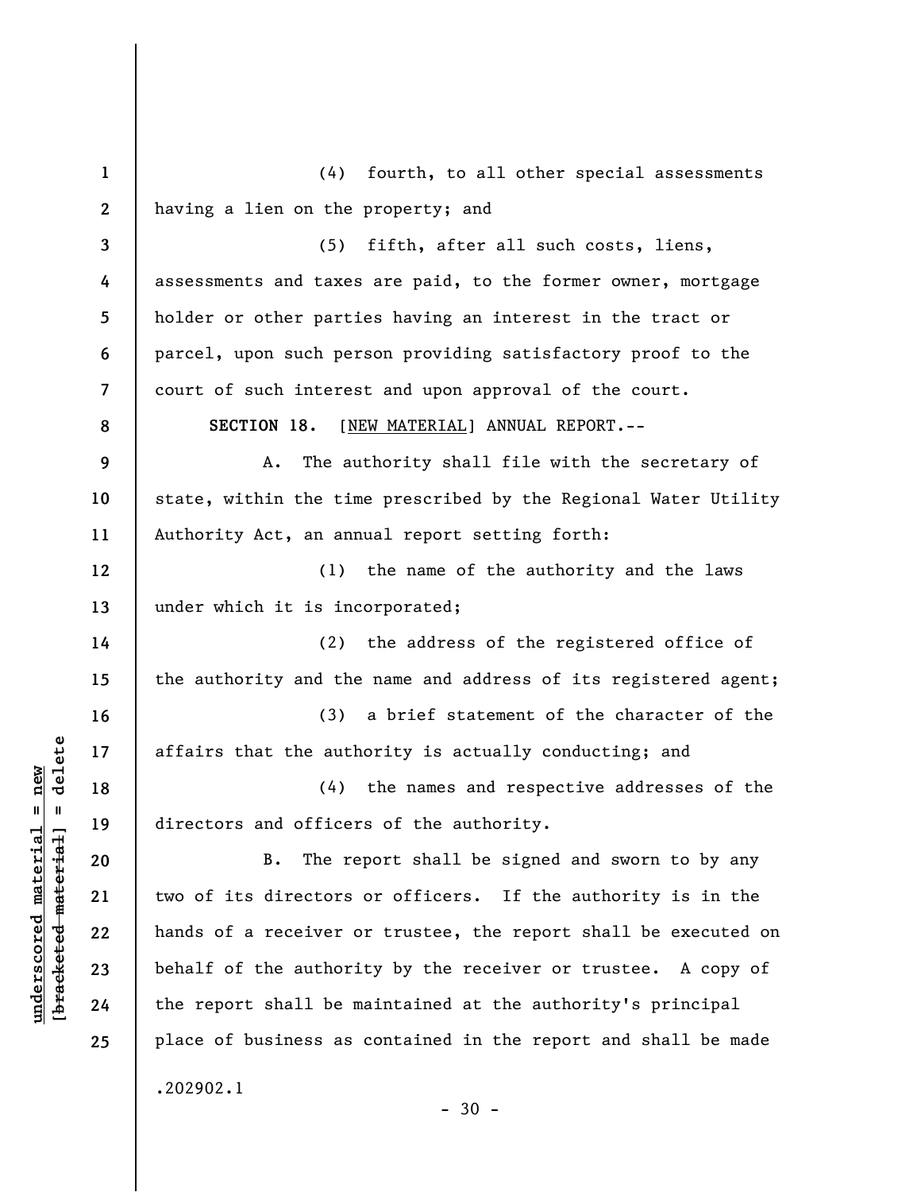(4) fourth, to all other special assessments having a lien on the property; and

(5) fifth, after all such costs, liens, assessments and taxes are paid, to the former owner, mortgage holder or other parties having an interest in the tract or parcel, upon such person providing satisfactory proof to the court of such interest and upon approval of the court.

**SECTION 18.** [NEW MATERIAL] ANNUAL REPORT.--

A. The authority shall file with the secretary of state, within the time prescribed by the Regional Water Utility Authority Act, an annual report setting forth:

(1) the name of the authority and the laws under which it is incorporated;

(2) the address of the registered office of the authority and the name and address of its registered agent;

(3) a brief statement of the character of the affairs that the authority is actually conducting; and

(4) the names and respective addresses of the directors and officers of the authority.

B. The report shall be signed and sworn to by any two of its directors or officers. If the authority is in the hands of a receiver or trustee, the report shall be executed on behalf of the authority by the receiver or trustee. A copy of the report shall be maintained at the authority's principal place of business as contained in the report and shall be made

.202902.1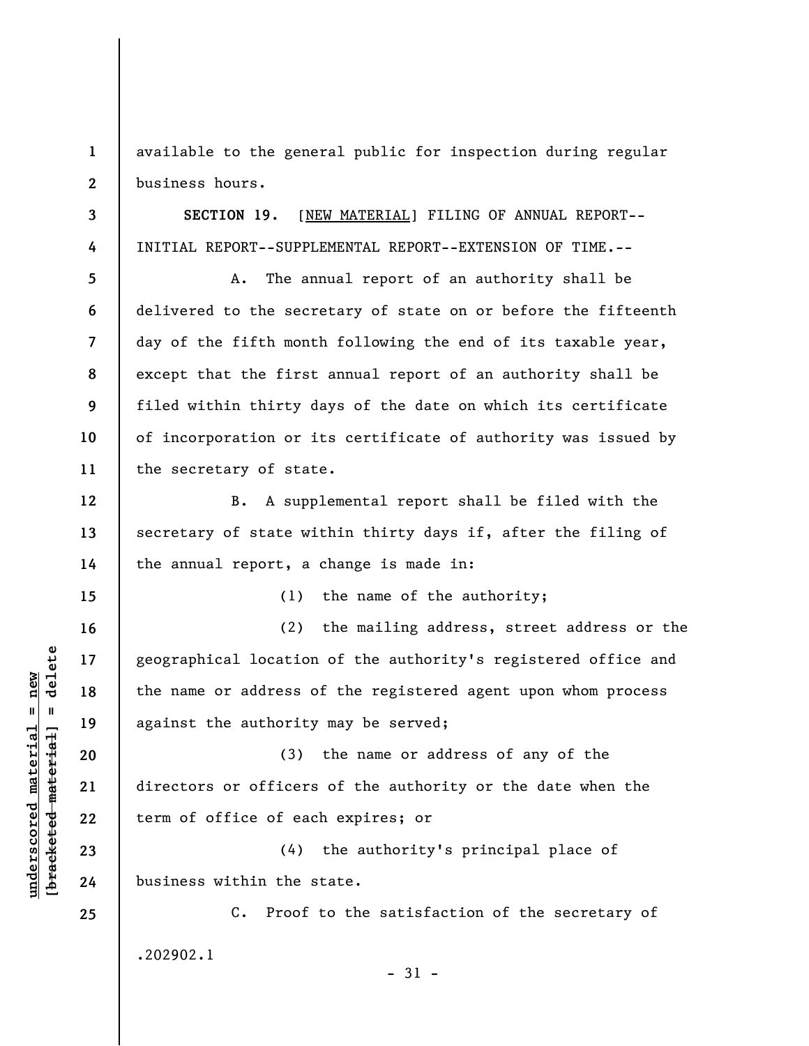available to the general public for inspection during regular business hours.

**SECTION 19.** [NEW MATERIAL] FILING OF ANNUAL REPORT--INITIAL REPORT--SUPPLEMENTAL REPORT--EXTENSION OF TIME.--

A. The annual report of an authority shall be delivered to the secretary of state on or before the fifteenth day of the fifth month following the end of its taxable year, except that the first annual report of an authority shall be filed within thirty days of the date on which its certificate of incorporation or its certificate of authority was issued by the secretary of state.

B. A supplemental report shall be filed with the secretary of state within thirty days if, after the filing of the annual report, a change is made in:

(1) the name of the authority;

(2) the mailing address, street address or the geographical location of the authority's registered office and the name or address of the registered agent upon whom process against the authority may be served;

(3) the name or address of any of the directors or officers of the authority or the date when the term of office of each expires; or

(4) the authority's principal place of business within the state.

C. Proof to the satisfaction of the secretary of

.202902.1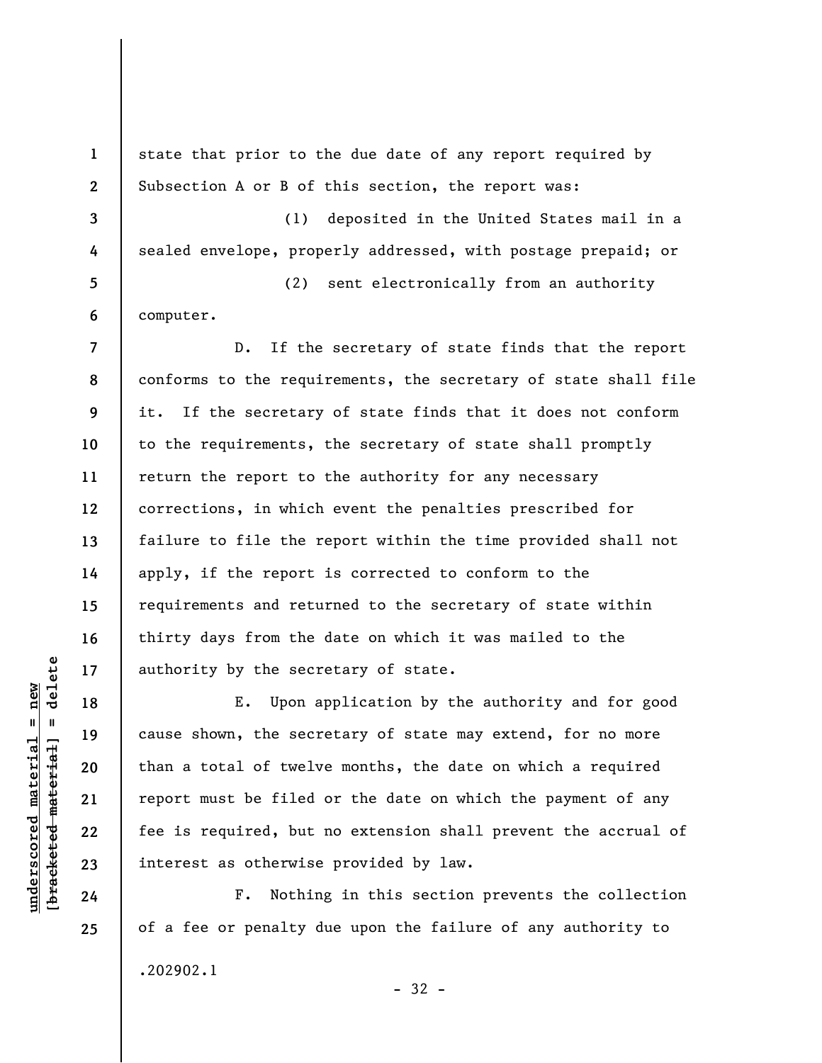state that prior to the due date of any report required by Subsection A or B of this section, the report was:

(1) deposited in the United States mail in a sealed envelope, properly addressed, with postage prepaid; or

(2) sent electronically from an authority computer.

D. If the secretary of state finds that the report conforms to the requirements, the secretary of state shall file it. If the secretary of state finds that it does not conform to the requirements, the secretary of state shall promptly return the report to the authority for any necessary corrections, in which event the penalties prescribed for failure to file the report within the time provided shall not apply, if the report is corrected to conform to the requirements and returned to the secretary of state within thirty days from the date on which it was mailed to the authority by the secretary of state.

E. Upon application by the authority and for good cause shown, the secretary of state may extend, for no more than a total of twelve months, the date on which a required report must be filed or the date on which the payment of any fee is required, but no extension shall prevent the accrual of interest as otherwise provided by law.

F. Nothing in this section prevents the collection of a fee or penalty due upon the failure of any authority to

.202902.1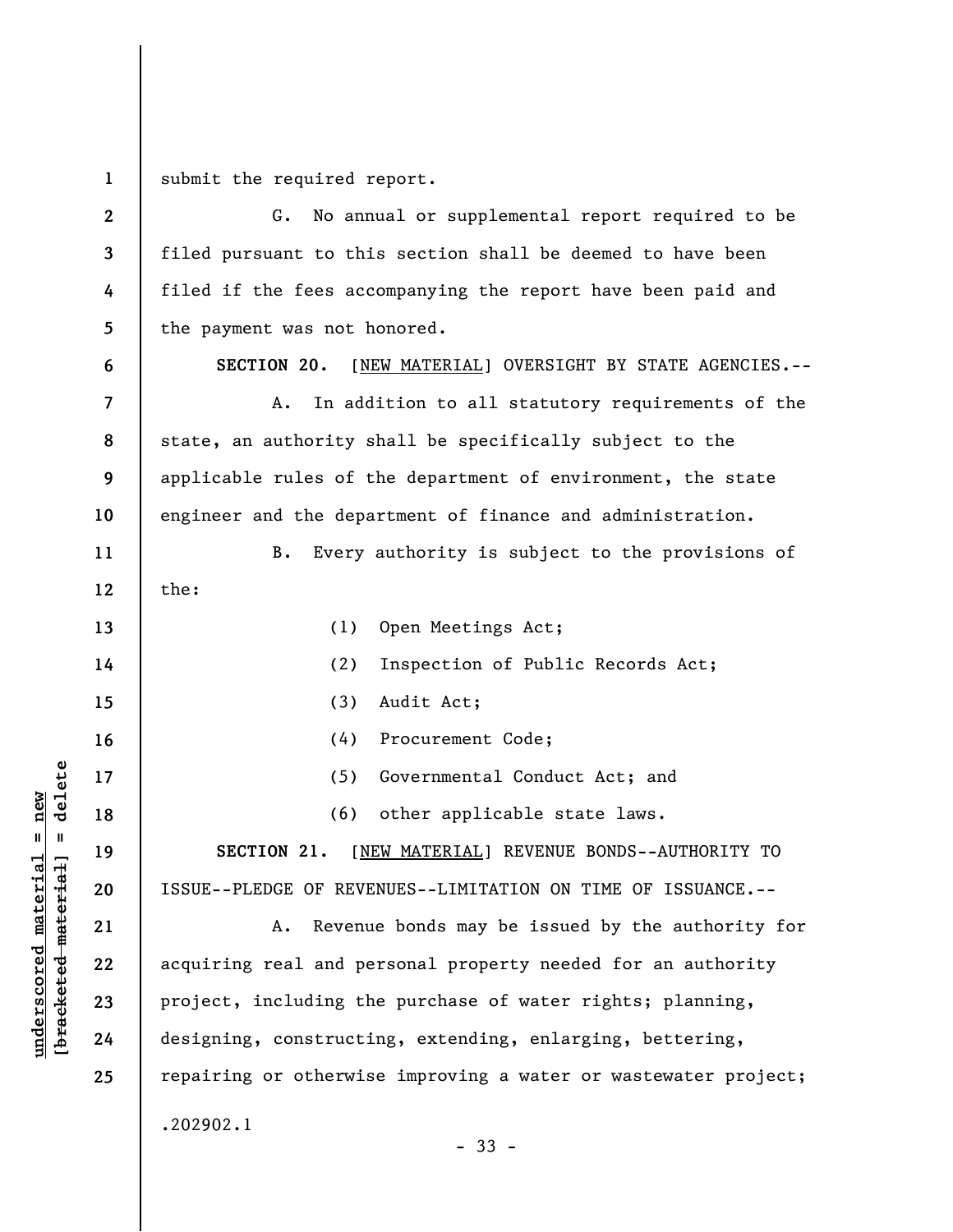submit the required report.

G. No annual or supplemental report required to be filed pursuant to this section shall be deemed to have been filed if the fees accompanying the report have been paid and the payment was not honored.

**SECTION 20.** [NEW MATERIAL] OVERSIGHT BY STATE AGENCIES.--

A. In addition to all statutory requirements of the state, an authority shall be specifically subject to the applicable rules of the department of environment, the state engineer and the department of finance and administration.

B. Every authority is subject to the provisions of the:

(1) Open Meetings Act;

(2) Inspection of Public Records Act;

(3) Audit Act;

(4) Procurement Code;

(5) Governmental Conduct Act; and

(6) other applicable state laws.

**SECTION 21.** [NEW MATERIAL] REVENUE BONDS--AUTHORITY TO ISSUE--PLEDGE OF REVENUES--LIMITATION ON TIME OF ISSUANCE.--

A. Revenue bonds may be issued by the authority for acquiring real and personal property needed for an authority project, including the purchase of water rights; planning, designing, constructing, extending, enlarging, bettering, repairing or otherwise improving a water or wastewater project;

.202902.1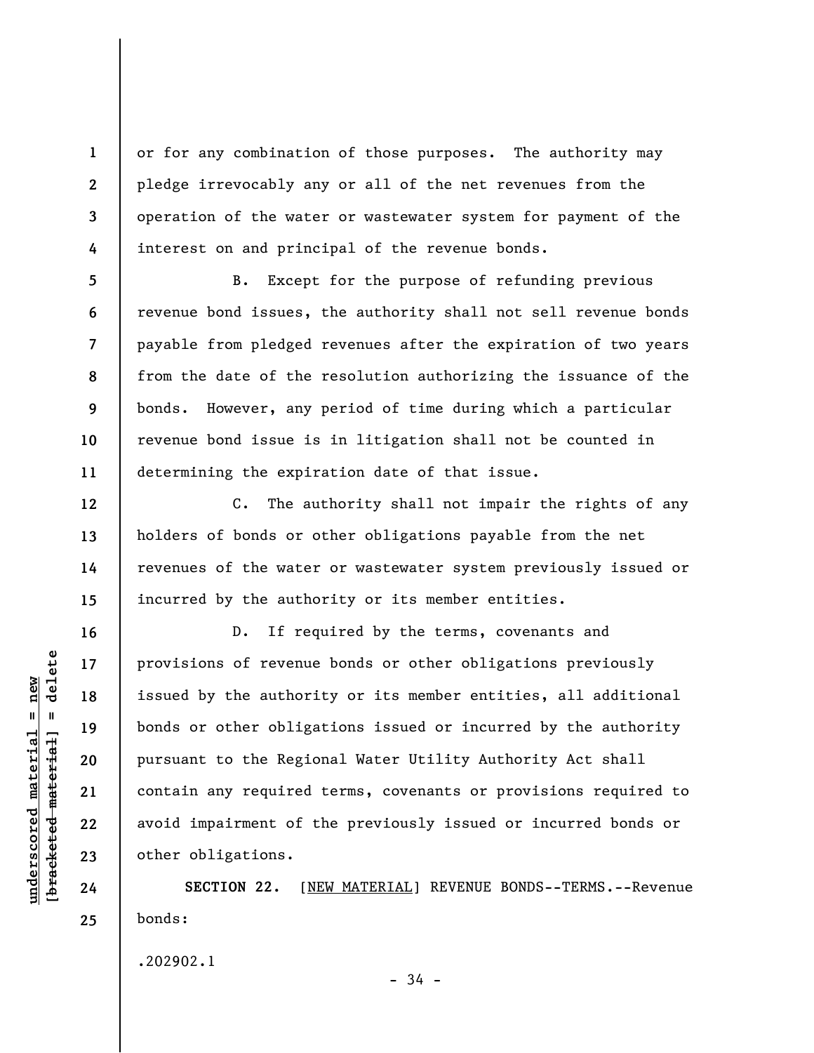or for any combination of those purposes. The authority may pledge irrevocably any or all of the net revenues from the operation of the water or wastewater system for payment of the interest on and principal of the revenue bonds.

B. Except for the purpose of refunding previous revenue bond issues, the authority shall not sell revenue bonds payable from pledged revenues after the expiration of two years from the date of the resolution authorizing the issuance of the bonds. However, any period of time during which a particular revenue bond issue is in litigation shall not be counted in determining the expiration date of that issue.

C. The authority shall not impair the rights of any holders of bonds or other obligations payable from the net revenues of the water or wastewater system previously issued or incurred by the authority or its member entities.

D. If required by the terms, covenants and provisions of revenue bonds or other obligations previously issued by the authority or its member entities, all additional bonds or other obligations issued or incurred by the authority pursuant to the Regional Water Utility Authority Act shall contain any required terms, covenants or provisions required to avoid impairment of the previously issued or incurred bonds or other obligations.

**SECTION 22.** [NEW MATERIAL] REVENUE BONDS--TERMS.--Revenue bonds:

.202902.1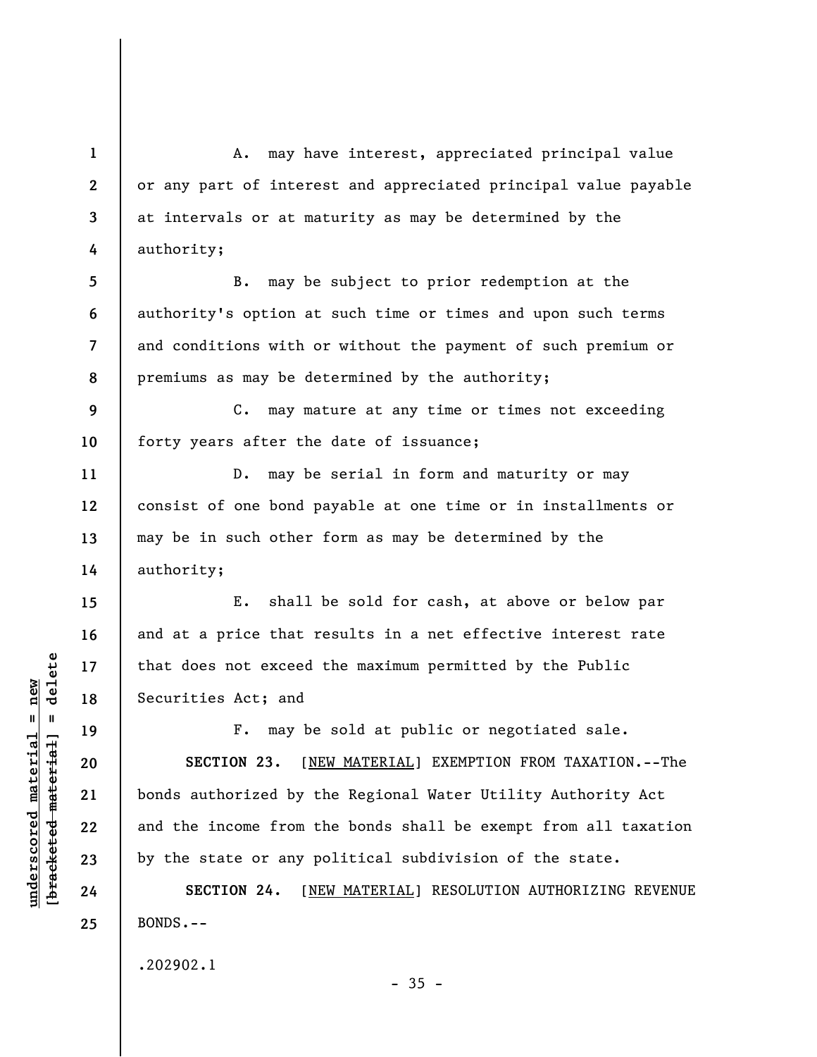A. may have interest, appreciated principal value or any part of interest and appreciated principal value payable at intervals or at maturity as may be determined by the authority;

B. may be subject to prior redemption at the authority's option at such time or times and upon such terms and conditions with or without the payment of such premium or premiums as may be determined by the authority;

C. may mature at any time or times not exceeding forty years after the date of issuance;

D. may be serial in form and maturity or may consist of one bond payable at one time or in installments or may be in such other form as may be determined by the authority;

E. shall be sold for cash, at above or below par and at a price that results in a net effective interest rate that does not exceed the maximum permitted by the Public Securities Act; and

F. may be sold at public or negotiated sale.

**SECTION 23.** [NEW MATERIAL] EXEMPTION FROM TAXATION.--The bonds authorized by the Regional Water Utility Authority Act and the income from the bonds shall be exempt from all taxation by the state or any political subdivision of the state.

**SECTION 24.** [NEW MATERIAL] RESOLUTION AUTHORIZING REVENUE BONDS.--

.202902.1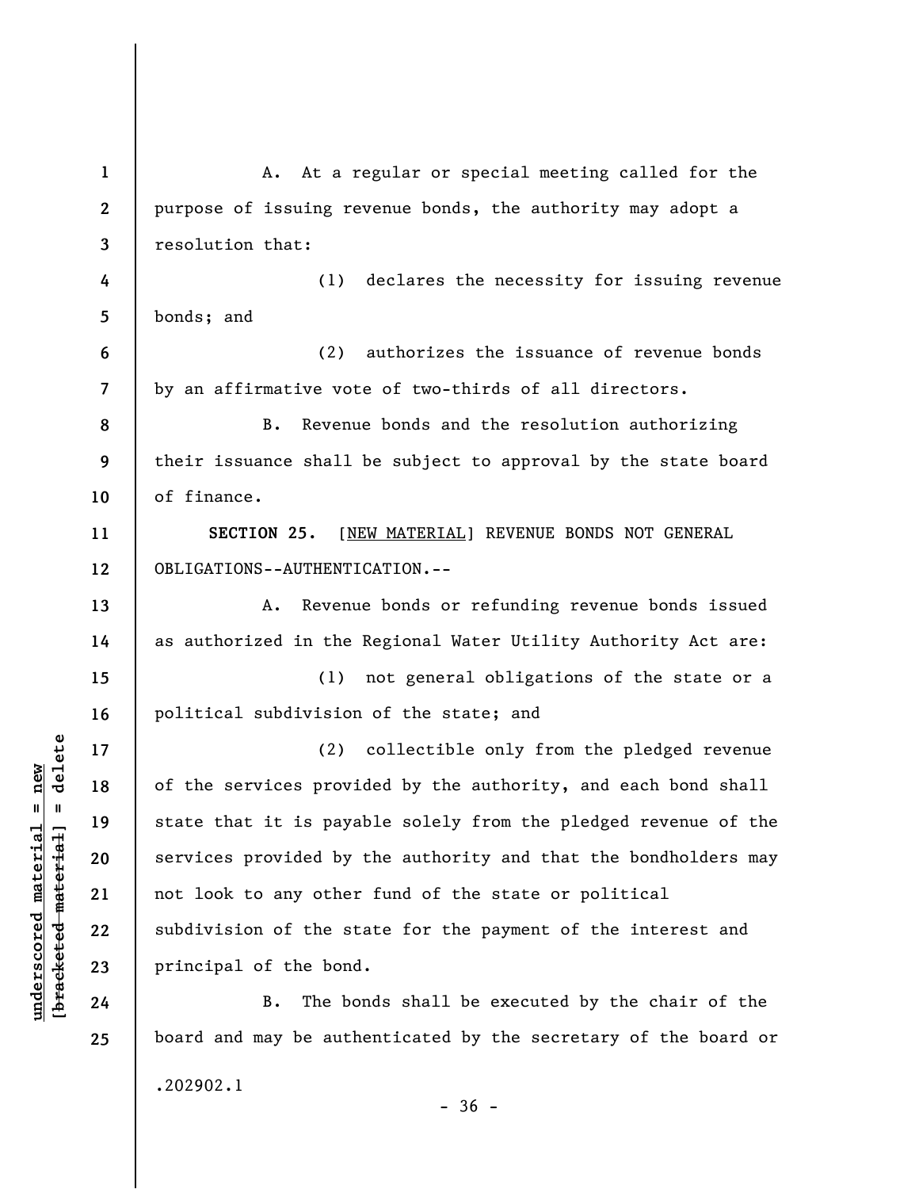A. At a regular or special meeting called for the purpose of issuing revenue bonds, the authority may adopt a resolution that:

(1) declares the necessity for issuing revenue bonds; and

(2) authorizes the issuance of revenue bonds by an affirmative vote of two-thirds of all directors.

B. Revenue bonds and the resolution authorizing their issuance shall be subject to approval by the state board of finance.

**SECTION 25.** [NEW MATERIAL] REVENUE BONDS NOT GENERAL OBLIGATIONS--AUTHENTICATION.--

A. Revenue bonds or refunding revenue bonds issued as authorized in the Regional Water Utility Authority Act are:

(1) not general obligations of the state or a political subdivision of the state; and

(2) collectible only from the pledged revenue of the services provided by the authority, and each bond shall state that it is payable solely from the pledged revenue of the services provided by the authority and that the bondholders may not look to any other fund of the state or political subdivision of the state for the payment of the interest and principal of the bond.

B. The bonds shall be executed by the chair of the board and may be authenticated by the secretary of the board or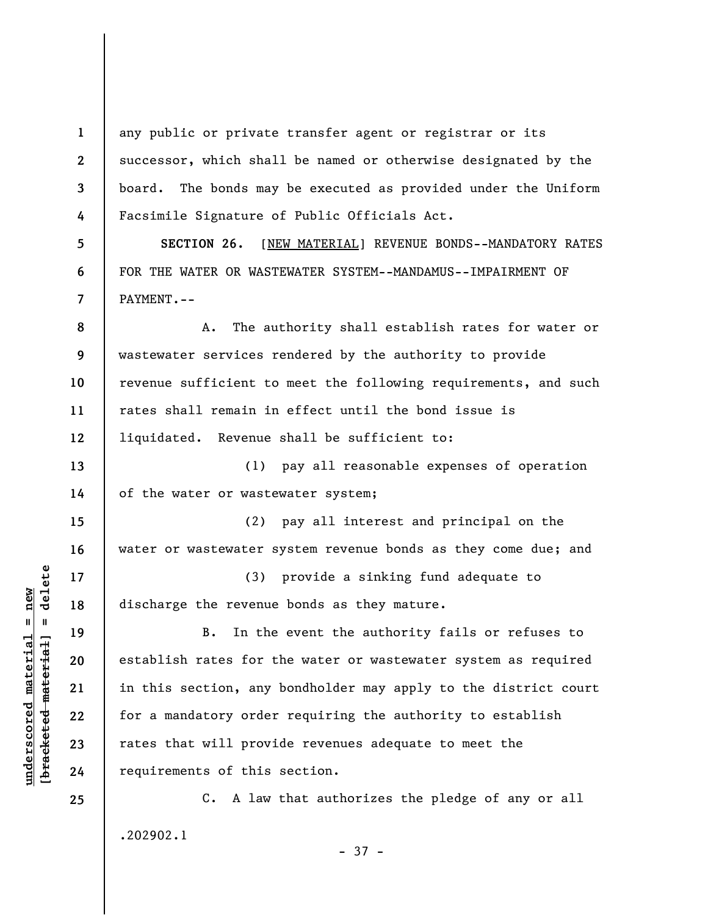any public or private transfer agent or registrar or its successor, which shall be named or otherwise designated by the board. The bonds may be executed as provided under the Uniform Facsimile Signature of Public Officials Act.

**SECTION 26.** [NEW MATERIAL] REVENUE BONDS--MANDATORY RATES FOR THE WATER OR WASTEWATER SYSTEM--MANDAMUS--IMPAIRMENT OF PAYMENT.--

A. The authority shall establish rates for water or wastewater services rendered by the authority to provide revenue sufficient to meet the following requirements, and such rates shall remain in effect until the bond issue is liquidated. Revenue shall be sufficient to:

(1) pay all reasonable expenses of operation of the water or wastewater system;

(2) pay all interest and principal on the water or wastewater system revenue bonds as they come due; and

(3) provide a sinking fund adequate to discharge the revenue bonds as they mature.

B. In the event the authority fails or refuses to establish rates for the water or wastewater system as required in this section, any bondholder may apply to the district court for a mandatory order requiring the authority to establish rates that will provide revenues adequate to meet the requirements of this section.

C. A law that authorizes the pledge of any or all

.202902.1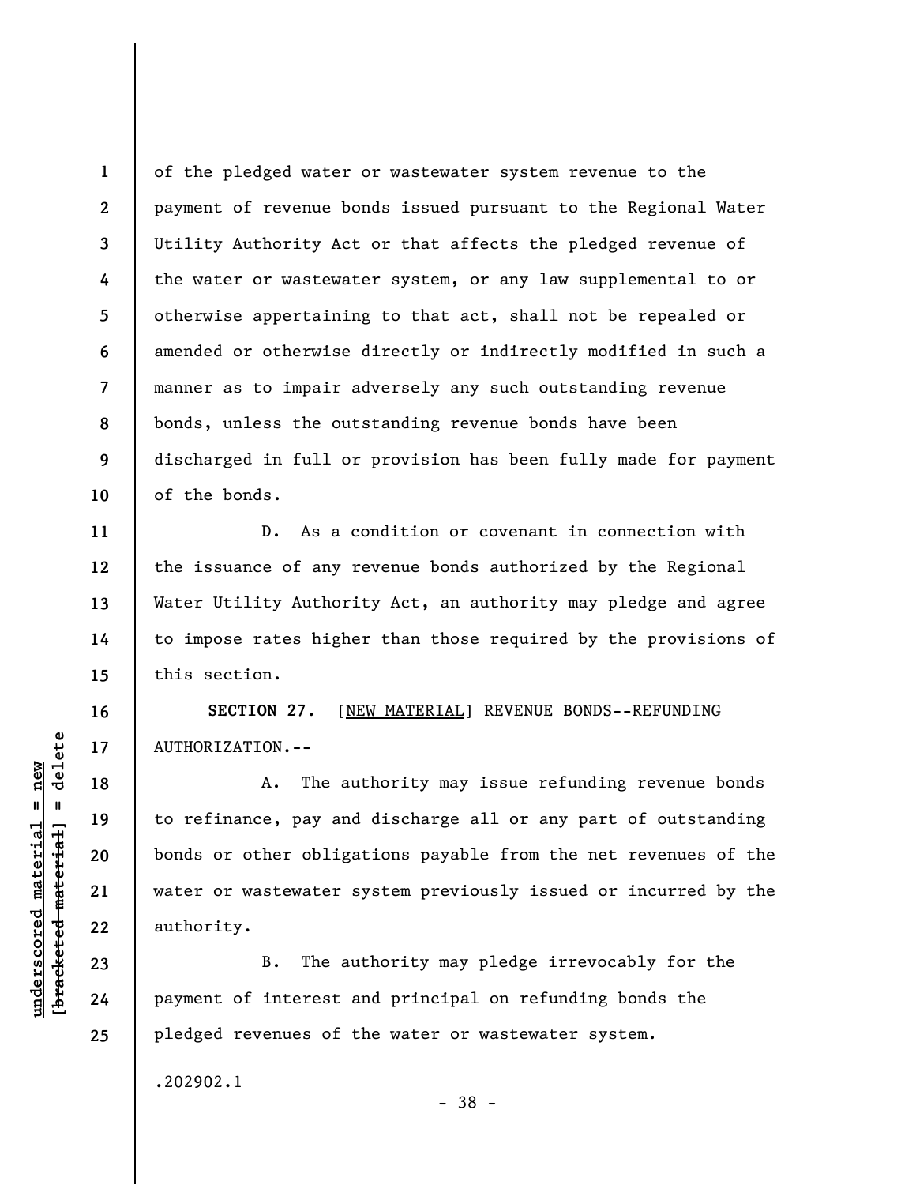of the pledged water or wastewater system revenue to the payment of revenue bonds issued pursuant to the Regional Water Utility Authority Act or that affects the pledged revenue of the water or wastewater system, or any law supplemental to or otherwise appertaining to that act, shall not be repealed or amended or otherwise directly or indirectly modified in such a manner as to impair adversely any such outstanding revenue bonds, unless the outstanding revenue bonds have been discharged in full or provision has been fully made for payment of the bonds.

D. As a condition or covenant in connection with the issuance of any revenue bonds authorized by the Regional Water Utility Authority Act, an authority may pledge and agree to impose rates higher than those required by the provisions of this section.

**SECTION 27.** [<u>NEW MATERIAL</u>] REVENUE BONDS--REFUNDING AUTHORIZATION.--

A. The authority may issue refunding revenue bonds to refinance, pay and discharge all or any part of outstanding bonds or other obligations payable from the net revenues of the water or wastewater system previously issued or incurred by the authority.

B. The authority may pledge irrevocably for the payment of interest and principal on refunding bonds the pledged revenues of the water or wastewater system.

.202902.1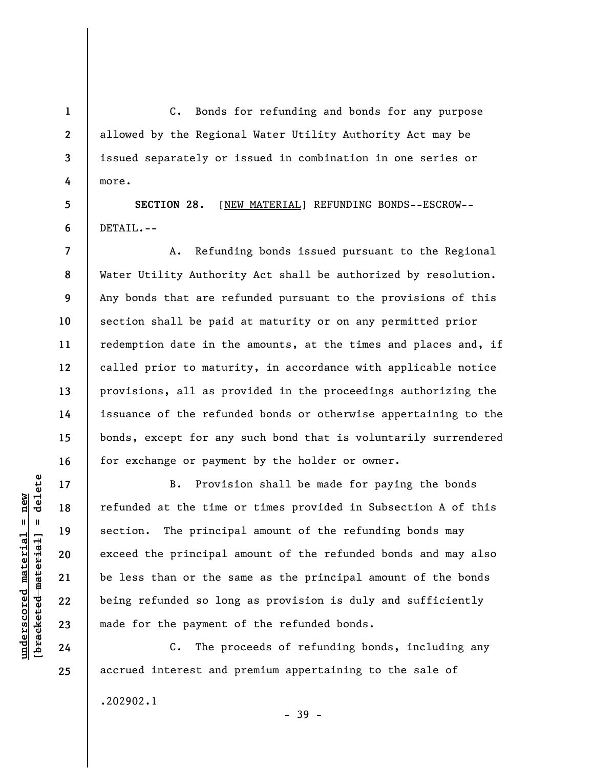C. Bonds for refunding and bonds for any purpose allowed by the Regional Water Utility Authority Act may be issued separately or issued in combination in one series or more.

**SECTION 28.** [NEW MATERIAL] REFUNDING BONDS--ESCROW--DETAIL.--

A. Refunding bonds issued pursuant to the Regional Water Utility Authority Act shall be authorized by resolution. Any bonds that are refunded pursuant to the provisions of this section shall be paid at maturity or on any permitted prior redemption date in the amounts, at the times and places and, if called prior to maturity, in accordance with applicable notice provisions, all as provided in the proceedings authorizing the issuance of the refunded bonds or otherwise appertaining to the bonds, except for any such bond that is voluntarily surrendered for exchange or payment by the holder or owner.

B. Provision shall be made for paying the bonds refunded at the time or times provided in Subsection A of this section. The principal amount of the refunding bonds may exceed the principal amount of the refunded bonds and may also be less than or the same as the principal amount of the bonds being refunded so long as provision is duly and sufficiently made for the payment of the refunded bonds.

C. The proceeds of refunding bonds, including any accrued interest and premium appertaining to the sale of

.202902.1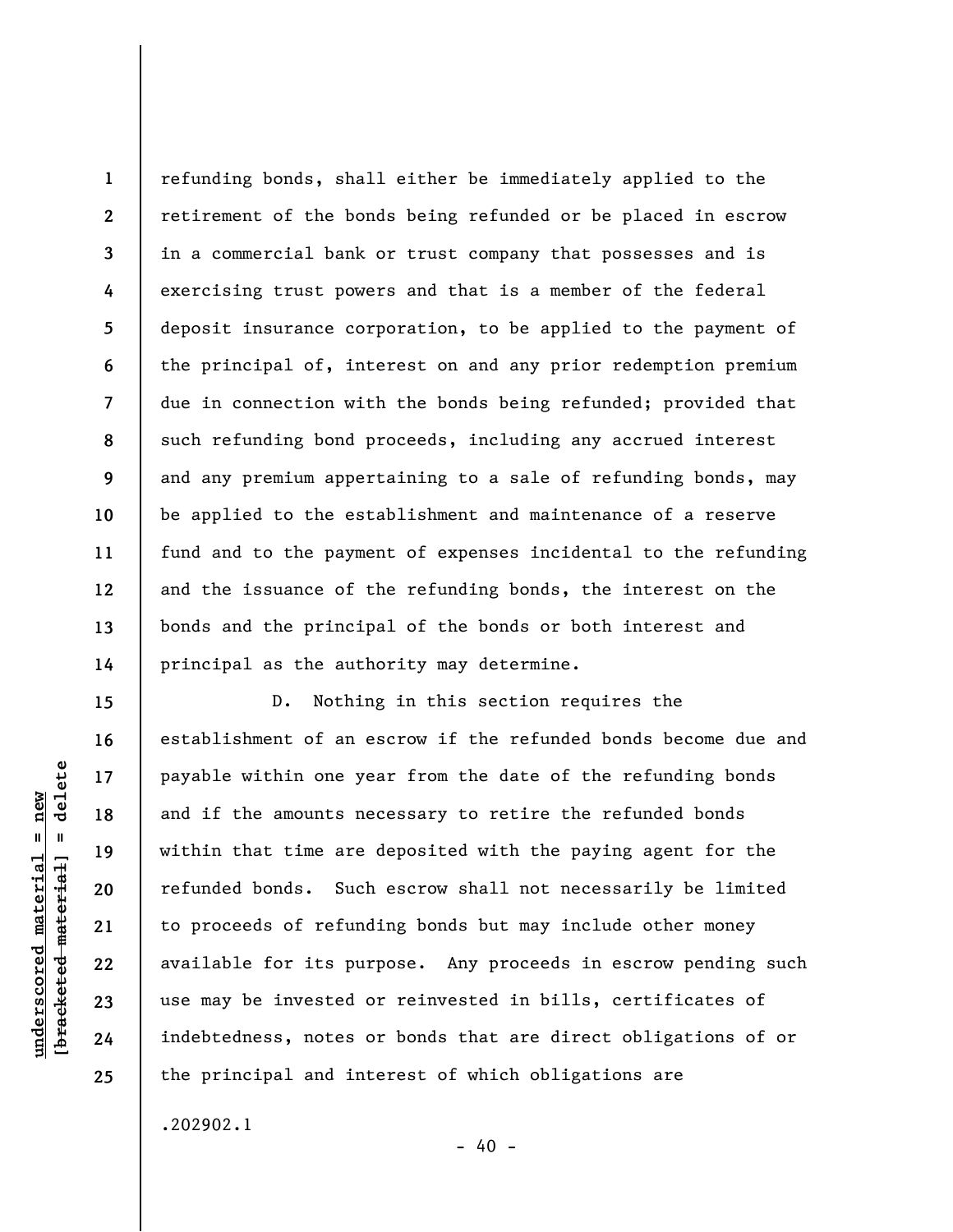refunding bonds, shall either be immediately applied to the retirement of the bonds being refunded or be placed in escrow in a commercial bank or trust company that possesses and is exercising trust powers and that is a member of the federal deposit insurance corporation, to be applied to the payment of the principal of, interest on and any prior redemption premium due in connection with the bonds being refunded; provided that such refunding bond proceeds, including any accrued interest and any premium appertaining to a sale of refunding bonds, may be applied to the establishment and maintenance of a reserve fund and to the payment of expenses incidental to the refunding and the issuance of the refunding bonds, the interest on the bonds and the principal of the bonds or both interest and principal as the authority may determine.

D. Nothing in this section requires the establishment of an escrow if the refunded bonds become due and payable within one year from the date of the refunding bonds and if the amounts necessary to retire the refunded bonds within that time are deposited with the paying agent for the refunded bonds. Such escrow shall not necessarily be limited to proceeds of refunding bonds but may include other money available for its purpose. Any proceeds in escrow pending such use may be invested or reinvested in bills, certificates of indebtedness, notes or bonds that are direct obligations of or the principal and interest of which obligations are

.202902.1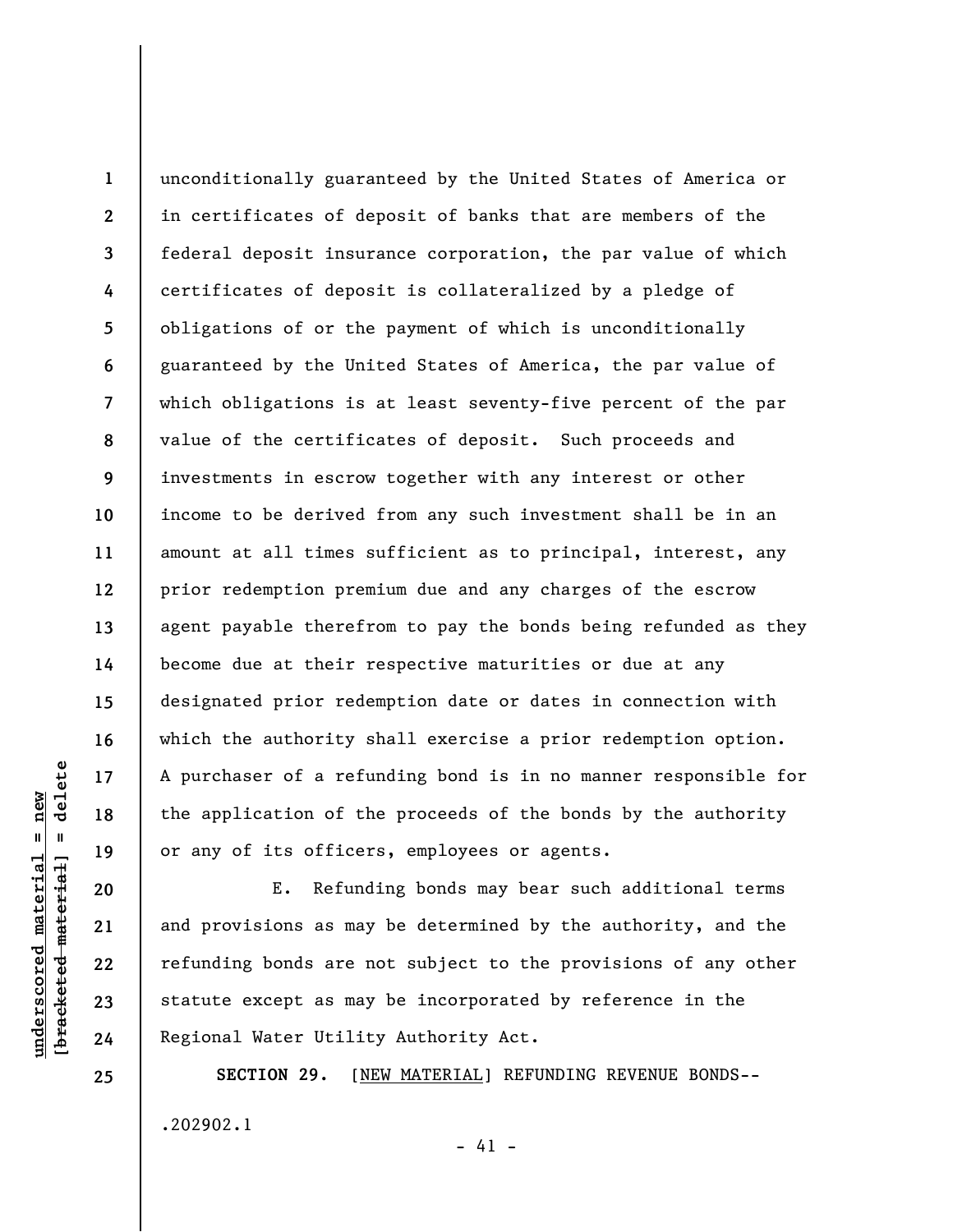unconditionally guaranteed by the United States of America or in certificates of deposit of banks that are members of the federal deposit insurance corporation, the par value of which certificates of deposit is collateralized by a pledge of obligations of or the payment of which is unconditionally guaranteed by the United States of America, the par value of which obligations is at least seventy-five percent of the par value of the certificates of deposit. Such proceeds and investments in escrow together with any interest or other income to be derived from any such investment shall be in an amount at all times sufficient as to principal, interest, any prior redemption premium due and any charges of the escrow agent payable therefrom to pay the bonds being refunded as they become due at their respective maturities or due at any designated prior redemption date or dates in connection with which the authority shall exercise a prior redemption option. A purchaser of a refunding bond is in no manner responsible for the application of the proceeds of the bonds by the authority or any of its officers, employees or agents.

E. Refunding bonds may bear such additional terms and provisions as may be determined by the authority, and the refunding bonds are not subject to the provisions of any other statute except as may be incorporated by reference in the Regional Water Utility Authority Act.

**SECTION 29.** [NEW MATERIAL] REFUNDING REVENUE BONDS--

.202902.1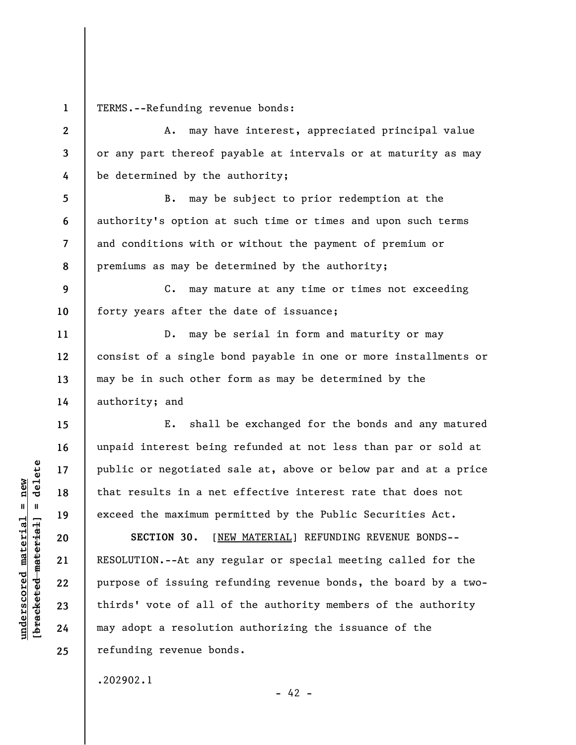TERMS.--Refunding revenue bonds:

A. may have interest, appreciated principal value or any part thereof payable at intervals or at maturity as may be determined by the authority;

B. may be subject to prior redemption at the authority's option at such time or times and upon such terms and conditions with or without the payment of premium or premiums as may be determined by the authority;

C. may mature at any time or times not exceeding forty years after the date of issuance;

D. may be serial in form and maturity or may consist of a single bond payable in one or more installments or may be in such other form as may be determined by the authority; and

E. shall be exchanged for the bonds and any matured unpaid interest being refunded at not less than par or sold at public or negotiated sale at, above or below par and at a price that results in a net effective interest rate that does not exceed the maximum permitted by the Public Securities Act.

**SECTION 30.** [<u>NEW MATERIAL</u>] REFUNDING REVENUE BONDS--RESOLUTION.--At any regular or special meeting called for the purpose of issuing refunding revenue bonds, the board by a two-thirds' vote of all of the authority members of the authority may adopt a resolution authorizing the issuance of the refunding revenue bonds.

.202902.1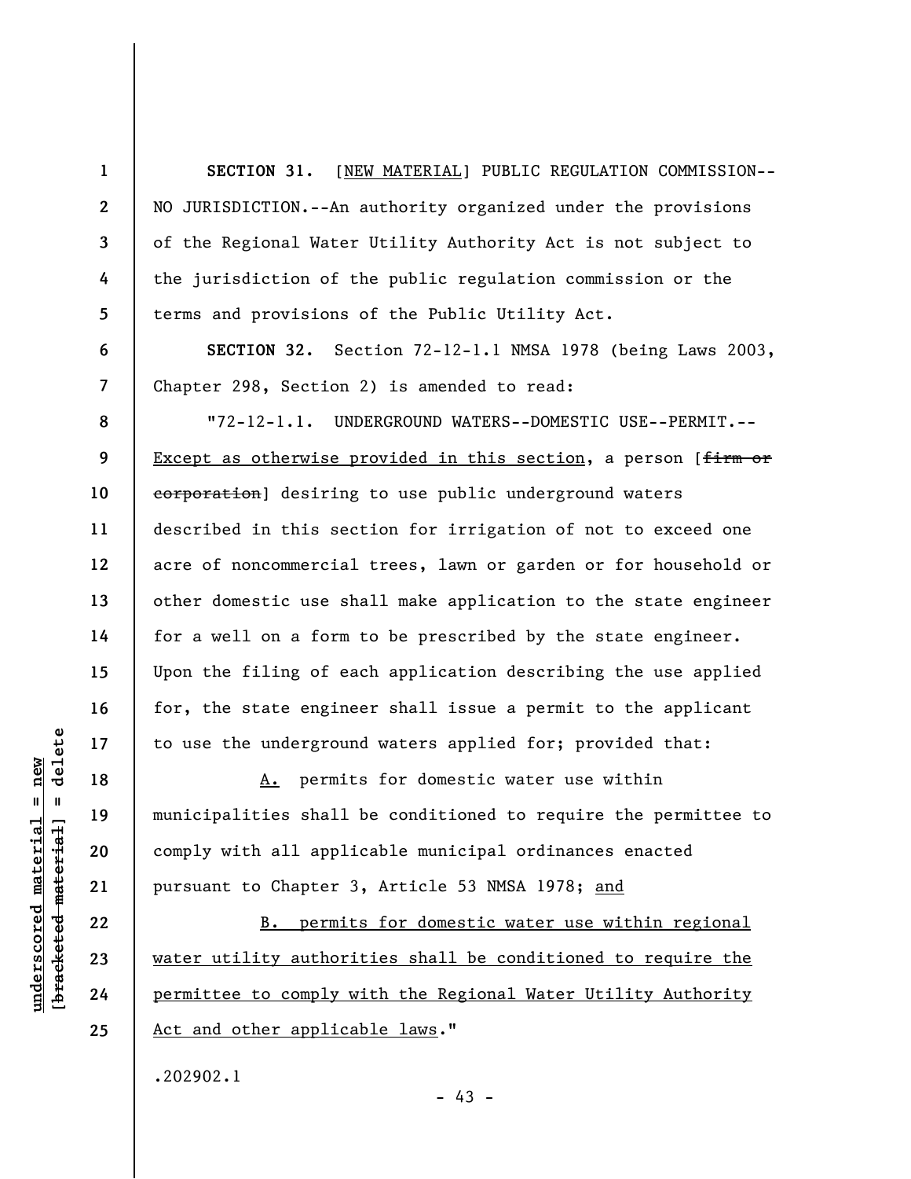**SECTION 31.** [NEW MATERIAL] PUBLIC REGULATION COMMISSION--NO JURISDICTION.--An authority organized under the provisions of the Regional Water Utility Authority Act is not subject to the jurisdiction of the public regulation commission or the terms and provisions of the Public Utility Act.

**SECTION 32.** Section 72-12-1.1 NMSA 1978 (being Laws 2003, Chapter 298, Section 2) is amended to read:

"72-12-1.1. UNDERGROUND WATERS--DOMESTIC USE--PERMIT.--Except as otherwise provided in this section, a person [~~firm or corporation~~] desiring to use public underground waters described in this section for irrigation of not to exceed one acre of noncommercial trees, lawn or garden or for household or other domestic use shall make application to the state engineer for a well on a form to be prescribed by the state engineer. Upon the filing of each application describing the use applied for, the state engineer shall issue a permit to the applicant to use the underground waters applied for; provided that:

A. permits for domestic water use within municipalities shall be conditioned to require the permittee to comply with all applicable municipal ordinances enacted pursuant to Chapter 3, Article 53 NMSA 1978; and

B. permits for domestic water use within regional water utility authorities shall be conditioned to require the permittee to comply with the Regional Water Utility Authority Act and other applicable laws."

.202902.1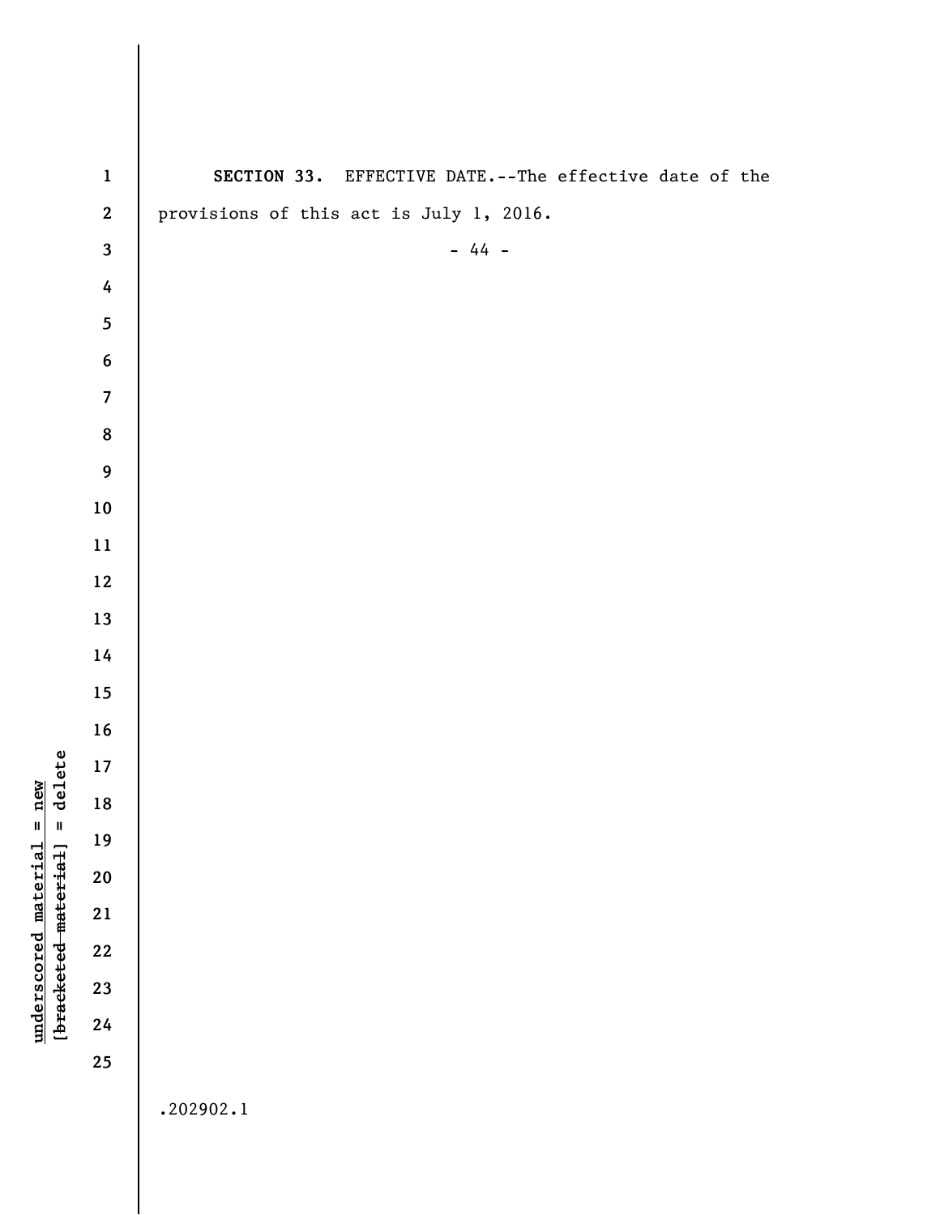**SECTION 33.** EFFECTIVE DATE.--The effective date of the provisions of this act is July 1, 2016.

.202902.1